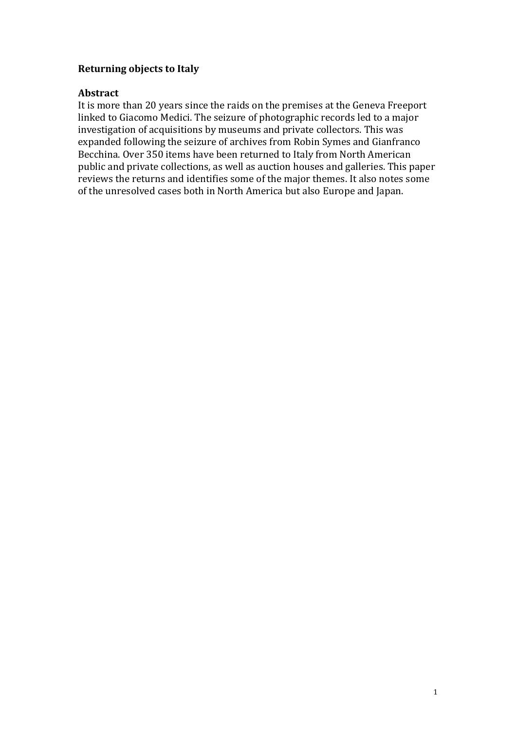# Returning objects to Italy

## Abstract

It is more than 20 years since the raids on the premises at the Geneva Freeport linked to Giacomo Medici. The seizure of photographic records led to a major investigation of acquisitions by museums and private collectors. This was expanded following the seizure of archives from Robin Symes and Gianfranco Becchina. Over 350 items have been returned to Italy from North American public and private collections, as well as auction houses and galleries. This paper reviews the returns and identifies some of the major themes. It also notes some of the unresolved cases both in North America but also Europe and Japan.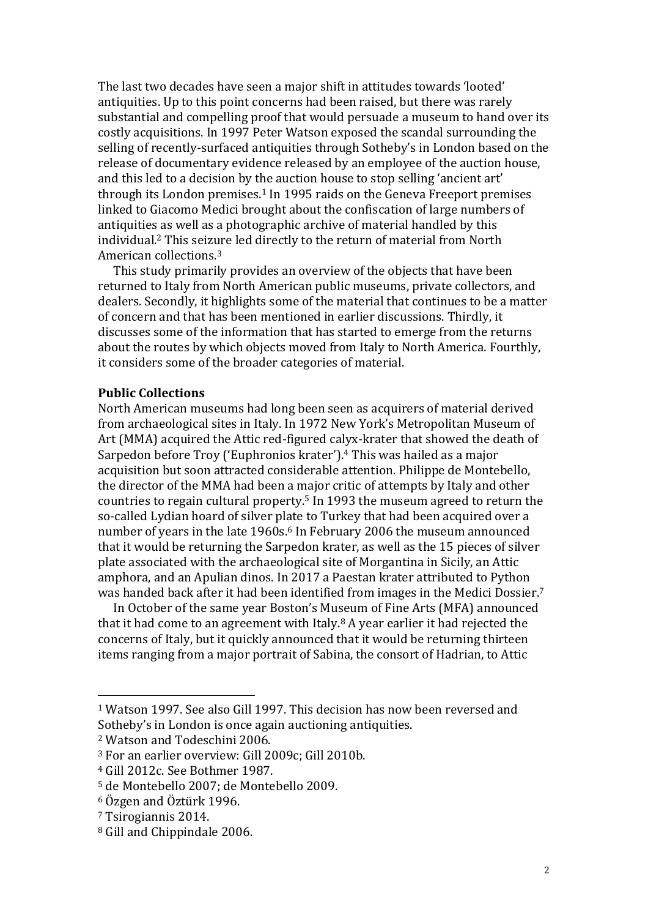The last two decades have seen a major shift in attitudes towards 'looted' antiquities. Up to this point concerns had been raised, but there was rarely substantial and compelling proof that would persuade a museum to hand over its costly acquisitions. In 1997 Peter Watson exposed the scandal surrounding the selling of recently-surfaced antiquities through Sotheby's in London based on the release of documentary evidence released by an employee of the auction house, and this led to a decision by the auction house to stop selling 'ancient art' through its London premises.[1] In 1995 raids on the Geneva Freeport premises linked to Giacomo Medici brought about the confiscation of large numbers of antiquities as well as a photographic archive of material handled by this individual.[2] This seizure led directly to the return of material from North American collections.[3]

This study primarily provides an overview of the objects that have been returned to Italy from North American public museums, private collectors, and dealers. Secondly, it highlights some of the material that continues to be a matter of concern and that has been mentioned in earlier discussions. Thirdly, it discusses some of the information that has started to emerge from the returns about the routes by which objects moved from Italy to North America. Fourthly, it considers some of the broader categories of material.

**Public Collections**

North American museums had long been seen as acquirers of material derived from archaeological sites in Italy. In 1972 New York's Metropolitan Museum of Art (MMA) acquired the Attic red-figured calyx-krater that showed the death of Sarpedon before Troy ('Euphronios krater').[4] This was hailed as a major acquisition but soon attracted considerable attention. Philippe de Montebello, the director of the MMA had been a major critic of attempts by Italy and other countries to regain cultural property.[5] In 1993 the museum agreed to return the so-called Lydian hoard of silver plate to Turkey that had been acquired over a number of years in the late 1960s.[6] In February 2006 the museum announced that it would be returning the Sarpedon krater, as well as the 15 pieces of silver plate associated with the archaeological site of Morgantina in Sicily, an Attic amphora, and an Apulian dinos. In 2017 a Paestan krater attributed to Python was handed back after it had been identified from images in the Medici Dossier.[7]

In October of the same year Boston's Museum of Fine Arts (MFA) announced that it had come to an agreement with Italy.[8] A year earlier it had rejected the concerns of Italy, but it quickly announced that it would be returning thirteen items ranging from a major portrait of Sabina, the consort of Hadrian, to Attic

---

[1] Watson 1997. See also Gill 1997. This decision has now been reversed and Sotheby's in London is once again auctioning antiquities.

[2] Watson and Todeschini 2006.

[3] For an earlier overview: Gill 2009c; Gill 2010b.

[4] Gill 2012c. See Bothmer 1987.

[5] de Montebello 2007; de Montebello 2009.

[6] Özgen and Öztürk 1996.

[7] Tsirogiannis 2014.

[8] Gill and Chippindale 2006.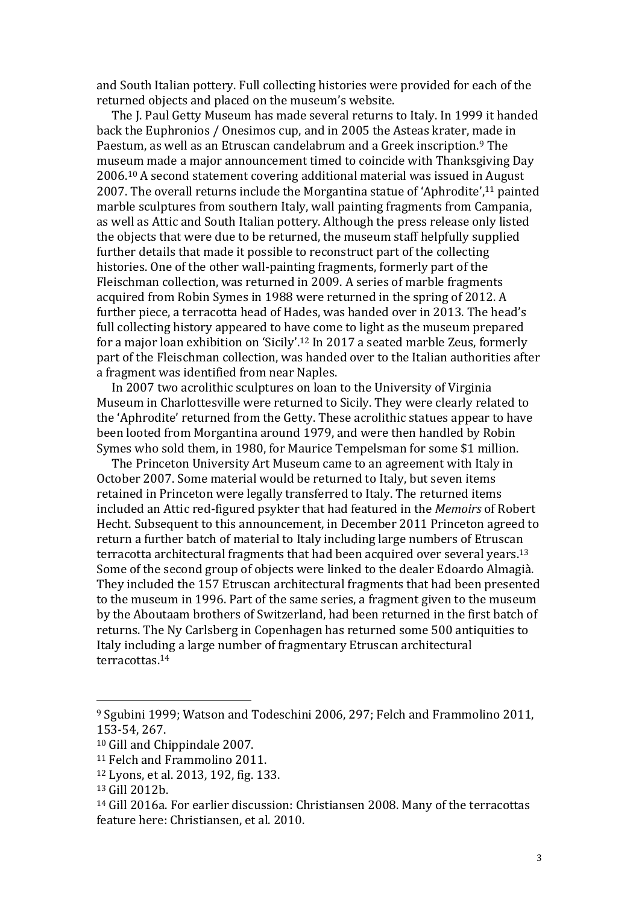and South Italian pottery. Full collecting histories were provided for each of the returned objects and placed on the museum's website.

The J. Paul Getty Museum has made several returns to Italy. In 1999 it handed back the Euphronios / Onesimos cup, and in 2005 the Asteas krater, made in Paestum, as well as an Etruscan candelabrum and a Greek inscription.[9] The museum made a major announcement timed to coincide with Thanksgiving Day 2006.[10] A second statement covering additional material was issued in August 2007. The overall returns include the Morgantina statue of 'Aphrodite',[11] painted marble sculptures from southern Italy, wall painting fragments from Campania, as well as Attic and South Italian pottery. Although the press release only listed the objects that were due to be returned, the museum staff helpfully supplied further details that made it possible to reconstruct part of the collecting histories. One of the other wall-painting fragments, formerly part of the Fleischman collection, was returned in 2009. A series of marble fragments acquired from Robin Symes in 1988 were returned in the spring of 2012. A further piece, a terracotta head of Hades, was handed over in 2013. The head's full collecting history appeared to have come to light as the museum prepared for a major loan exhibition on 'Sicily'.[12] In 2017 a seated marble Zeus, formerly part of the Fleischman collection, was handed over to the Italian authorities after a fragment was identified from near Naples.

In 2007 two acrolithic sculptures on loan to the University of Virginia Museum in Charlottesville were returned to Sicily. They were clearly related to the 'Aphrodite' returned from the Getty. These acrolithic statues appear to have been looted from Morgantina around 1979, and were then handled by Robin Symes who sold them, in 1980, for Maurice Tempelsman for some $1 million.

The Princeton University Art Museum came to an agreement with Italy in October 2007. Some material would be returned to Italy, but seven items retained in Princeton were legally transferred to Italy. The returned items included an Attic red-figured psykter that had featured in the *Memoirs* of Robert Hecht. Subsequent to this announcement, in December 2011 Princeton agreed to return a further batch of material to Italy including large numbers of Etruscan terracotta architectural fragments that had been acquired over several years.[13] Some of the second group of objects were linked to the dealer Edoardo Almagià. They included the 157 Etruscan architectural fragments that had been presented to the museum in 1996. Part of the same series, a fragment given to the museum by the Aboutaam brothers of Switzerland, had been returned in the first batch of returns. The Ny Carlsberg in Copenhagen has returned some 500 antiquities to Italy including a large number of fragmentary Etruscan architectural terracottas.[14]

---

[9] Sgubini 1999; Watson and Todeschini 2006, 297; Felch and Frammolino 2011, 153-54, 267.

[10] Gill and Chippindale 2007.

[11] Felch and Frammolino 2011.

[12] Lyons, et al. 2013, 192, fig. 133.

[13] Gill 2012b.

[14] Gill 2016a. For earlier discussion: Christiansen 2008. Many of the terracottas feature here: Christiansen, et al. 2010.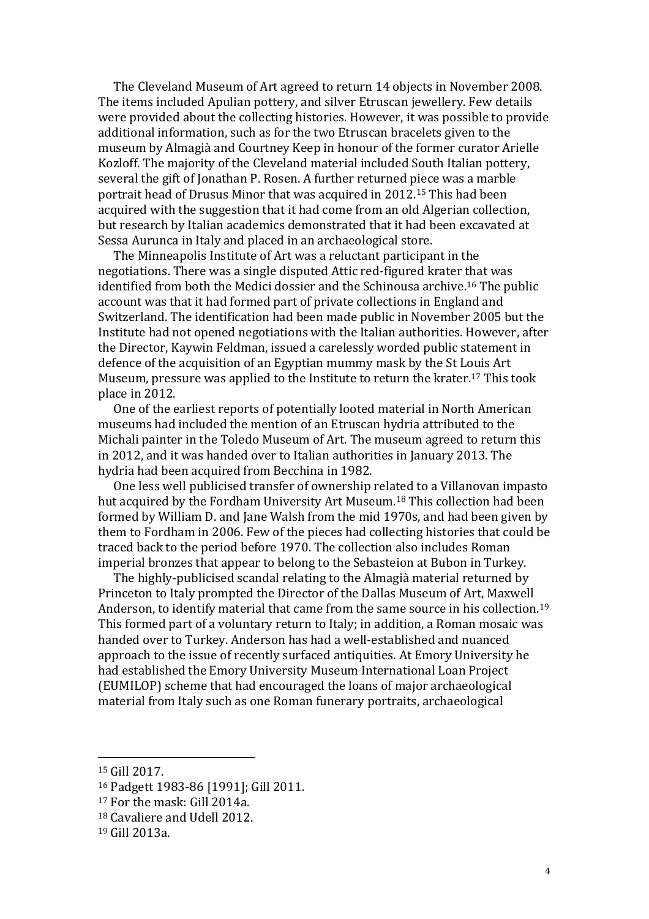The Cleveland Museum of Art agreed to return 14 objects in November 2008. The items included Apulian pottery, and silver Etruscan jewellery. Few details were provided about the collecting histories. However, it was possible to provide additional information, such as for the two Etruscan bracelets given to the museum by Almagià and Courtney Keep in honour of the former curator Arielle Kozloff. The majority of the Cleveland material included South Italian pottery, several the gift of Jonathan P. Rosen. A further returned piece was a marble portrait head of Drusus Minor that was acquired in 2012.[15] This had been acquired with the suggestion that it had come from an old Algerian collection, but research by Italian academics demonstrated that it had been excavated at Sessa Aurunca in Italy and placed in an archaeological store.

The Minneapolis Institute of Art was a reluctant participant in the negotiations. There was a single disputed Attic red-figured krater that was identified from both the Medici dossier and the Schinousa archive.[16] The public account was that it had formed part of private collections in England and Switzerland. The identification had been made public in November 2005 but the Institute had not opened negotiations with the Italian authorities. However, after the Director, Kaywin Feldman, issued a carelessly worded public statement in defence of the acquisition of an Egyptian mummy mask by the St Louis Art Museum, pressure was applied to the Institute to return the krater.[17] This took place in 2012.

One of the earliest reports of potentially looted material in North American museums had included the mention of an Etruscan hydria attributed to the Michali painter in the Toledo Museum of Art. The museum agreed to return this in 2012, and it was handed over to Italian authorities in January 2013. The hydria had been acquired from Becchina in 1982.

One less well publicised transfer of ownership related to a Villanovan impasto hut acquired by the Fordham University Art Museum.[18] This collection had been formed by William D. and Jane Walsh from the mid 1970s, and had been given by them to Fordham in 2006. Few of the pieces had collecting histories that could be traced back to the period before 1970. The collection also includes Roman imperial bronzes that appear to belong to the Sebasteion at Bubon in Turkey.

The highly-publicised scandal relating to the Almagià material returned by Princeton to Italy prompted the Director of the Dallas Museum of Art, Maxwell Anderson, to identify material that came from the same source in his collection.[19] This formed part of a voluntary return to Italy; in addition, a Roman mosaic was handed over to Turkey. Anderson has had a well-established and nuanced approach to the issue of recently surfaced antiquities. At Emory University he had established the Emory University Museum International Loan Project (EUMILOP) scheme that had encouraged the loans of major archaeological material from Italy such as one Roman funerary portraits, archaeological

---

[15] Gill 2017.

[16] Padgett 1983-86 [1991]; Gill 2011.

[17] For the mask: Gill 2014a.

[18] Cavaliere and Udell 2012.

[19] Gill 2013a.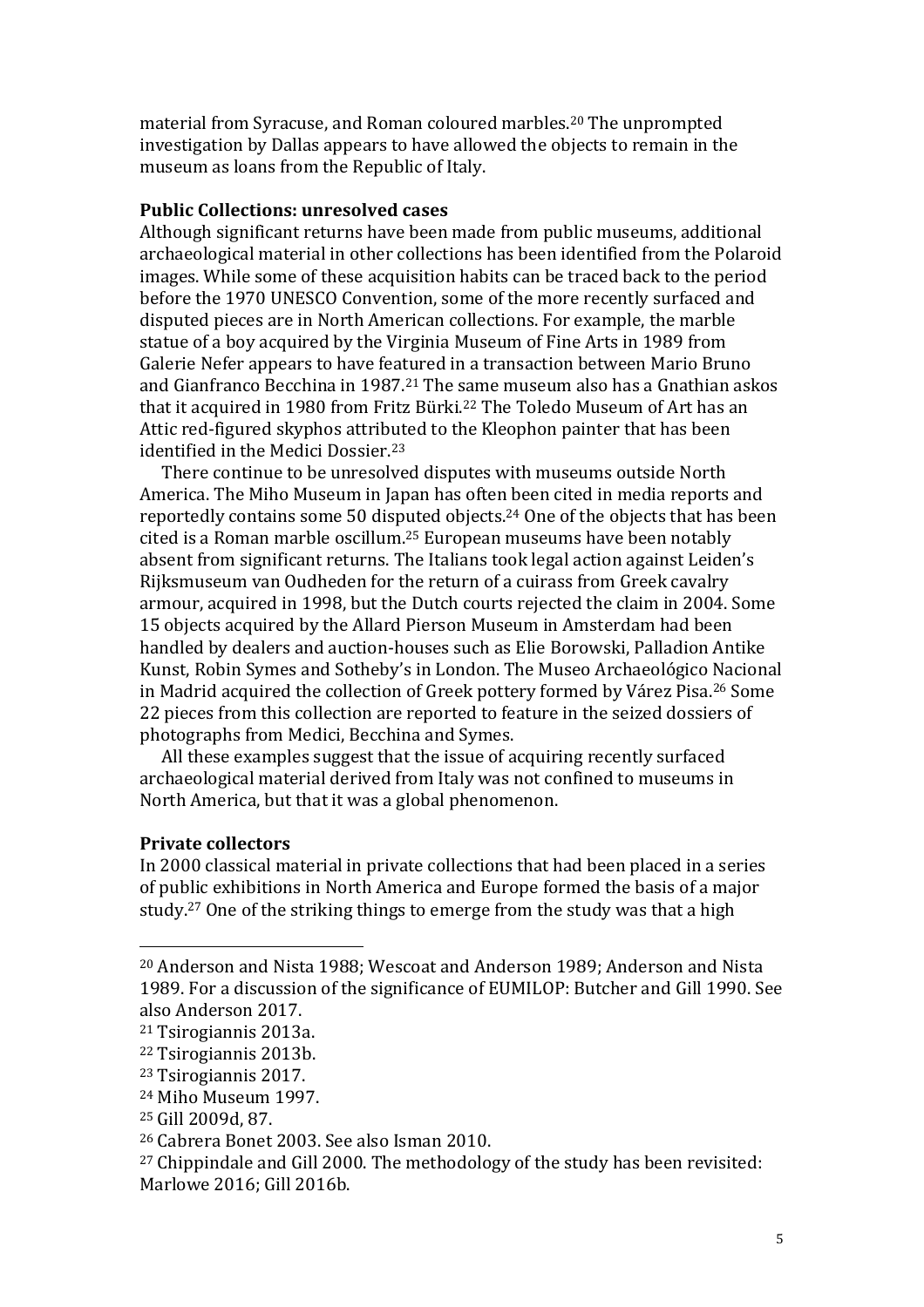material from Syracuse, and Roman coloured marbles.[20] The unprompted investigation by Dallas appears to have allowed the objects to remain in the museum as loans from the Republic of Italy.

**Public Collections: unresolved cases**

Although significant returns have been made from public museums, additional archaeological material in other collections has been identified from the Polaroid images. While some of these acquisition habits can be traced back to the period before the 1970 UNESCO Convention, some of the more recently surfaced and disputed pieces are in North American collections. For example, the marble statue of a boy acquired by the Virginia Museum of Fine Arts in 1989 from Galerie Nefer appears to have featured in a transaction between Mario Bruno and Gianfranco Becchina in 1987.[21] The same museum also has a Gnathian askos that it acquired in 1980 from Fritz Bürki.[22] The Toledo Museum of Art has an Attic red-figured skyphos attributed to the Kleophon painter that has been identified in the Medici Dossier.[23]

There continue to be unresolved disputes with museums outside North America. The Miho Museum in Japan has often been cited in media reports and reportedly contains some 50 disputed objects.[24] One of the objects that has been cited is a Roman marble oscillum.[25] European museums have been notably absent from significant returns. The Italians took legal action against Leiden's Rijksmuseum van Oudheden for the return of a cuirass from Greek cavalry armour, acquired in 1998, but the Dutch courts rejected the claim in 2004. Some 15 objects acquired by the Allard Pierson Museum in Amsterdam had been handled by dealers and auction-houses such as Elie Borowski, Palladion Antike Kunst, Robin Symes and Sotheby's in London. The Museo Archaeológico Nacional in Madrid acquired the collection of Greek pottery formed by Várez Pisa.[26] Some 22 pieces from this collection are reported to feature in the seized dossiers of photographs from Medici, Becchina and Symes.

All these examples suggest that the issue of acquiring recently surfaced archaeological material derived from Italy was not confined to museums in North America, but that it was a global phenomenon.

**Private collectors**

In 2000 classical material in private collections that had been placed in a series of public exhibitions in North America and Europe formed the basis of a major study.[27] One of the striking things to emerge from the study was that a high

---

[20] Anderson and Nista 1988; Wescoat and Anderson 1989; Anderson and Nista 1989. For a discussion of the significance of EUMILOP: Butcher and Gill 1990. See also Anderson 2017.

[21] Tsirogiannis 2013a.

[22] Tsirogiannis 2013b.

[23] Tsirogiannis 2017.

[24] Miho Museum 1997.

[25] Gill 2009d, 87.

[26] Cabrera Bonet 2003. See also Isman 2010.

[27] Chippindale and Gill 2000. The methodology of the study has been revisited: Marlowe 2016; Gill 2016b.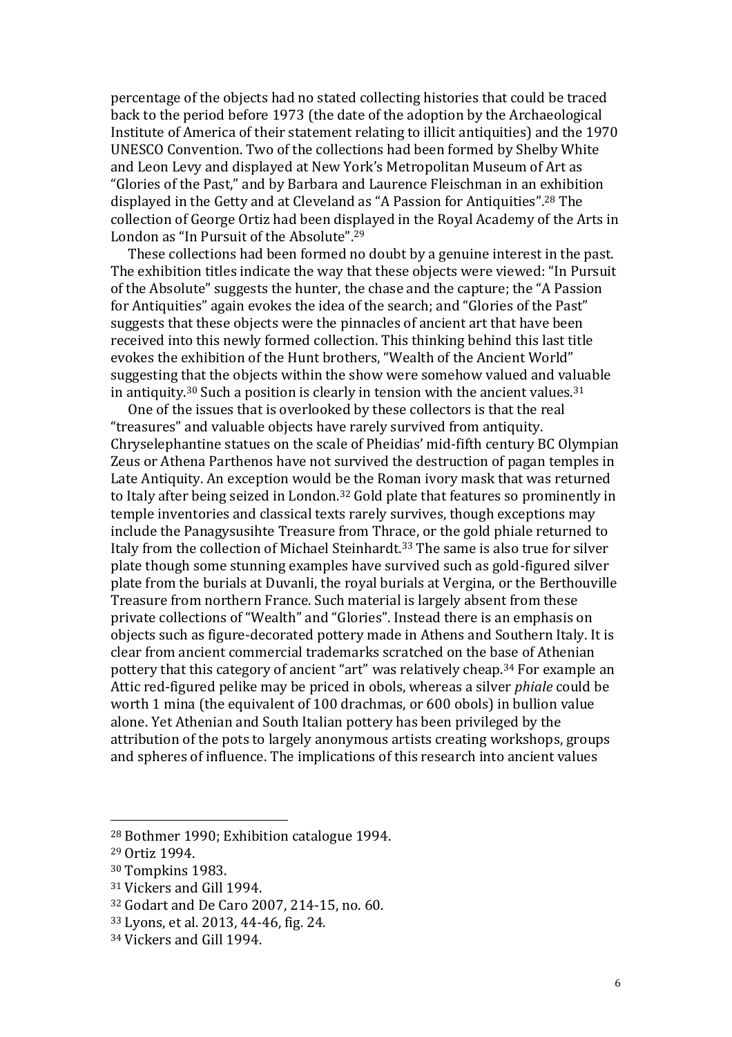percentage of the objects had no stated collecting histories that could be traced back to the period before 1973 (the date of the adoption by the Archaeological Institute of America of their statement relating to illicit antiquities) and the 1970 UNESCO Convention. Two of the collections had been formed by Shelby White and Leon Levy and displayed at New York's Metropolitan Museum of Art as "Glories of the Past," and by Barbara and Laurence Fleischman in an exhibition displayed in the Getty and at Cleveland as "A Passion for Antiquities".[28] The collection of George Ortiz had been displayed in the Royal Academy of the Arts in London as "In Pursuit of the Absolute".[29]

These collections had been formed no doubt by a genuine interest in the past. The exhibition titles indicate the way that these objects were viewed: "In Pursuit of the Absolute" suggests the hunter, the chase and the capture; the "A Passion for Antiquities" again evokes the idea of the search; and "Glories of the Past" suggests that these objects were the pinnacles of ancient art that have been received into this newly formed collection. This thinking behind this last title evokes the exhibition of the Hunt brothers, "Wealth of the Ancient World" suggesting that the objects within the show were somehow valued and valuable in antiquity.[30] Such a position is clearly in tension with the ancient values.[31]

One of the issues that is overlooked by these collectors is that the real "treasures" and valuable objects have rarely survived from antiquity. Chryselephantine statues on the scale of Pheidias' mid-fifth century BC Olympian Zeus or Athena Parthenos have not survived the destruction of pagan temples in Late Antiquity. An exception would be the Roman ivory mask that was returned to Italy after being seized in London.[32] Gold plate that features so prominently in temple inventories and classical texts rarely survives, though exceptions may include the Panagysusihte Treasure from Thrace, or the gold phiale returned to Italy from the collection of Michael Steinhardt.[33] The same is also true for silver plate though some stunning examples have survived such as gold-figured silver plate from the burials at Duvanli, the royal burials at Vergina, or the Berthouville Treasure from northern France. Such material is largely absent from these private collections of "Wealth" and "Glories". Instead there is an emphasis on objects such as figure-decorated pottery made in Athens and Southern Italy. It is clear from ancient commercial trademarks scratched on the base of Athenian pottery that this category of ancient "art" was relatively cheap.[34] For example an Attic red-figured pelike may be priced in obols, whereas a silver *phiale* could be worth 1 mina (the equivalent of 100 drachmas, or 600 obols) in bullion value alone. Yet Athenian and South Italian pottery has been privileged by the attribution of the pots to largely anonymous artists creating workshops, groups and spheres of influence. The implications of this research into ancient values

---

[28] Bothmer 1990; Exhibition catalogue 1994.

[29] Ortiz 1994.

[30] Tompkins 1983.

[31] Vickers and Gill 1994.

[32] Godart and De Caro 2007, 214-15, no. 60.

[33] Lyons, et al. 2013, 44-46, fig. 24.

[34] Vickers and Gill 1994.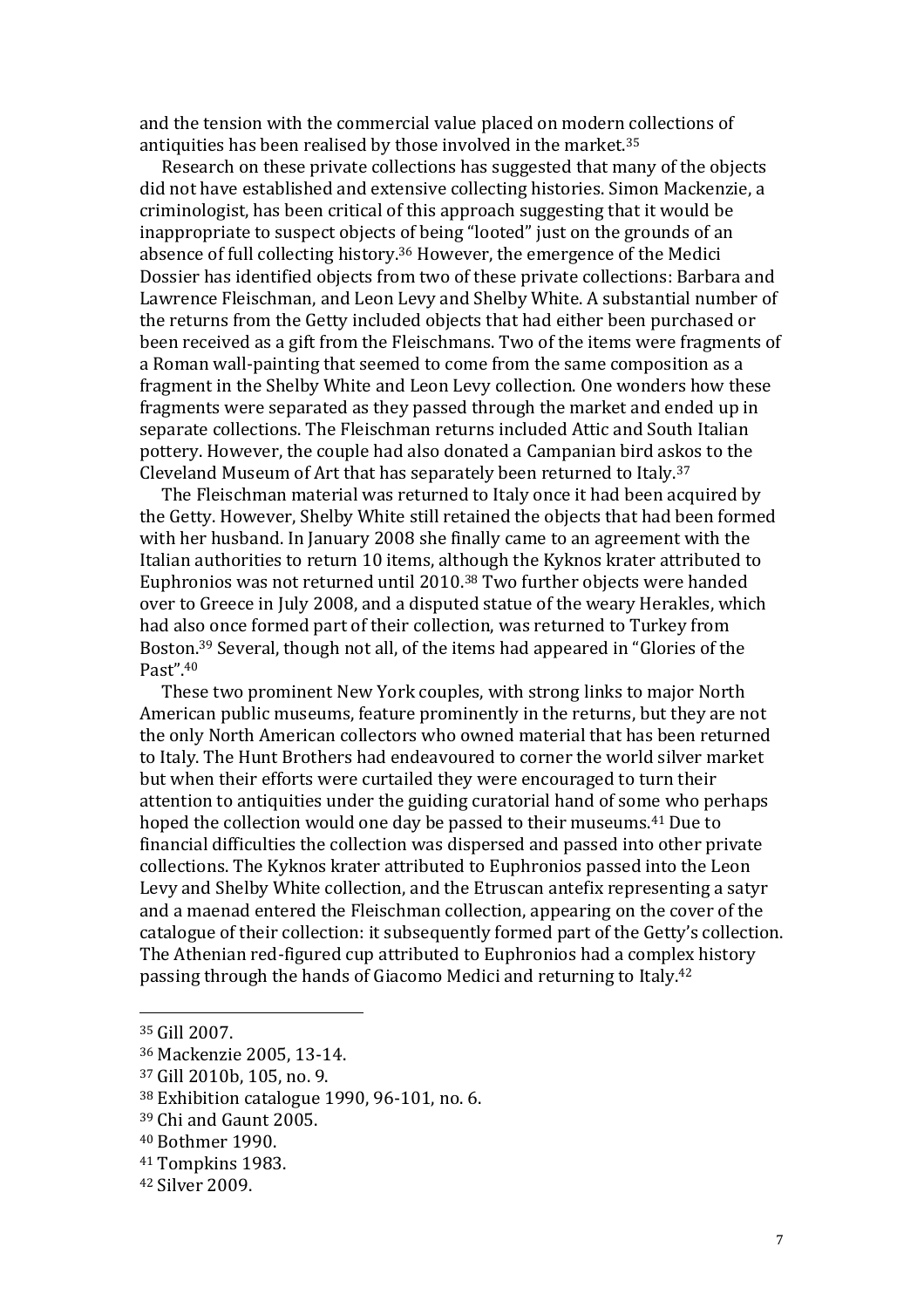and the tension with the commercial value placed on modern collections of antiquities has been realised by those involved in the market.[35]

Research on these private collections has suggested that many of the objects did not have established and extensive collecting histories. Simon Mackenzie, a criminologist, has been critical of this approach suggesting that it would be inappropriate to suspect objects of being "looted" just on the grounds of an absence of full collecting history.[36] However, the emergence of the Medici Dossier has identified objects from two of these private collections: Barbara and Lawrence Fleischman, and Leon Levy and Shelby White. A substantial number of the returns from the Getty included objects that had either been purchased or been received as a gift from the Fleischmans. Two of the items were fragments of a Roman wall-painting that seemed to come from the same composition as a fragment in the Shelby White and Leon Levy collection. One wonders how these fragments were separated as they passed through the market and ended up in separate collections. The Fleischman returns included Attic and South Italian pottery. However, the couple had also donated a Campanian bird askos to the Cleveland Museum of Art that has separately been returned to Italy.[37]

The Fleischman material was returned to Italy once it had been acquired by the Getty. However, Shelby White still retained the objects that had been formed with her husband. In January 2008 she finally came to an agreement with the Italian authorities to return 10 items, although the Kyknos krater attributed to Euphronios was not returned until 2010.[38] Two further objects were handed over to Greece in July 2008, and a disputed statue of the weary Herakles, which had also once formed part of their collection, was returned to Turkey from Boston.[39] Several, though not all, of the items had appeared in "Glories of the Past".[40]

These two prominent New York couples, with strong links to major North American public museums, feature prominently in the returns, but they are not the only North American collectors who owned material that has been returned to Italy. The Hunt Brothers had endeavoured to corner the world silver market but when their efforts were curtailed they were encouraged to turn their attention to antiquities under the guiding curatorial hand of some who perhaps hoped the collection would one day be passed to their museums.[41] Due to financial difficulties the collection was dispersed and passed into other private collections. The Kyknos krater attributed to Euphronios passed into the Leon Levy and Shelby White collection, and the Etruscan antefix representing a satyr and a maenad entered the Fleischman collection, appearing on the cover of the catalogue of their collection: it subsequently formed part of the Getty's collection. The Athenian red-figured cup attributed to Euphronios had a complex history passing through the hands of Giacomo Medici and returning to Italy.[42]

---

[35] Gill 2007.

[36] Mackenzie 2005, 13-14.

[37] Gill 2010b, 105, no. 9.

[38] Exhibition catalogue 1990, 96-101, no. 6.

[39] Chi and Gaunt 2005.

[40] Bothmer 1990.

[41] Tompkins 1983.

[42] Silver 2009.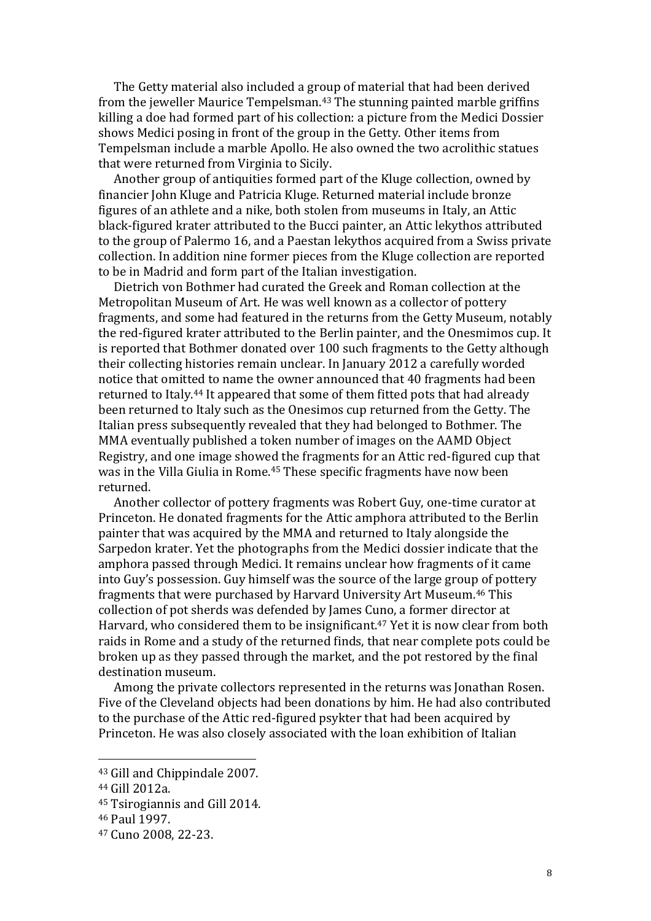The Getty material also included a group of material that had been derived from the jeweller Maurice Tempelsman.[43] The stunning painted marble griffins killing a doe had formed part of his collection: a picture from the Medici Dossier shows Medici posing in front of the group in the Getty. Other items from Tempelsman include a marble Apollo. He also owned the two acrolithic statues that were returned from Virginia to Sicily.

Another group of antiquities formed part of the Kluge collection, owned by financier John Kluge and Patricia Kluge. Returned material include bronze figures of an athlete and a nike, both stolen from museums in Italy, an Attic black-figured krater attributed to the Bucci painter, an Attic lekythos attributed to the group of Palermo 16, and a Paestan lekythos acquired from a Swiss private collection. In addition nine former pieces from the Kluge collection are reported to be in Madrid and form part of the Italian investigation.

Dietrich von Bothmer had curated the Greek and Roman collection at the Metropolitan Museum of Art. He was well known as a collector of pottery fragments, and some had featured in the returns from the Getty Museum, notably the red-figured krater attributed to the Berlin painter, and the Onesmimos cup. It is reported that Bothmer donated over 100 such fragments to the Getty although their collecting histories remain unclear. In January 2012 a carefully worded notice that omitted to name the owner announced that 40 fragments had been returned to Italy.[44] It appeared that some of them fitted pots that had already been returned to Italy such as the Onesimos cup returned from the Getty. The Italian press subsequently revealed that they had belonged to Bothmer. The MMA eventually published a token number of images on the AAMD Object Registry, and one image showed the fragments for an Attic red-figured cup that was in the Villa Giulia in Rome.[45] These specific fragments have now been returned.

Another collector of pottery fragments was Robert Guy, one-time curator at Princeton. He donated fragments for the Attic amphora attributed to the Berlin painter that was acquired by the MMA and returned to Italy alongside the Sarpedon krater. Yet the photographs from the Medici dossier indicate that the amphora passed through Medici. It remains unclear how fragments of it came into Guy's possession. Guy himself was the source of the large group of pottery fragments that were purchased by Harvard University Art Museum.[46] This collection of pot sherds was defended by James Cuno, a former director at Harvard, who considered them to be insignificant.[47] Yet it is now clear from both raids in Rome and a study of the returned finds, that near complete pots could be broken up as they passed through the market, and the pot restored by the final destination museum.

Among the private collectors represented in the returns was Jonathan Rosen. Five of the Cleveland objects had been donations by him. He had also contributed to the purchase of the Attic red-figured psykter that had been acquired by Princeton. He was also closely associated with the loan exhibition of Italian

---

[43] Gill and Chippindale 2007.

[44] Gill 2012a.

[45] Tsirogiannis and Gill 2014.

[46] Paul 1997.

[47] Cuno 2008, 22-23.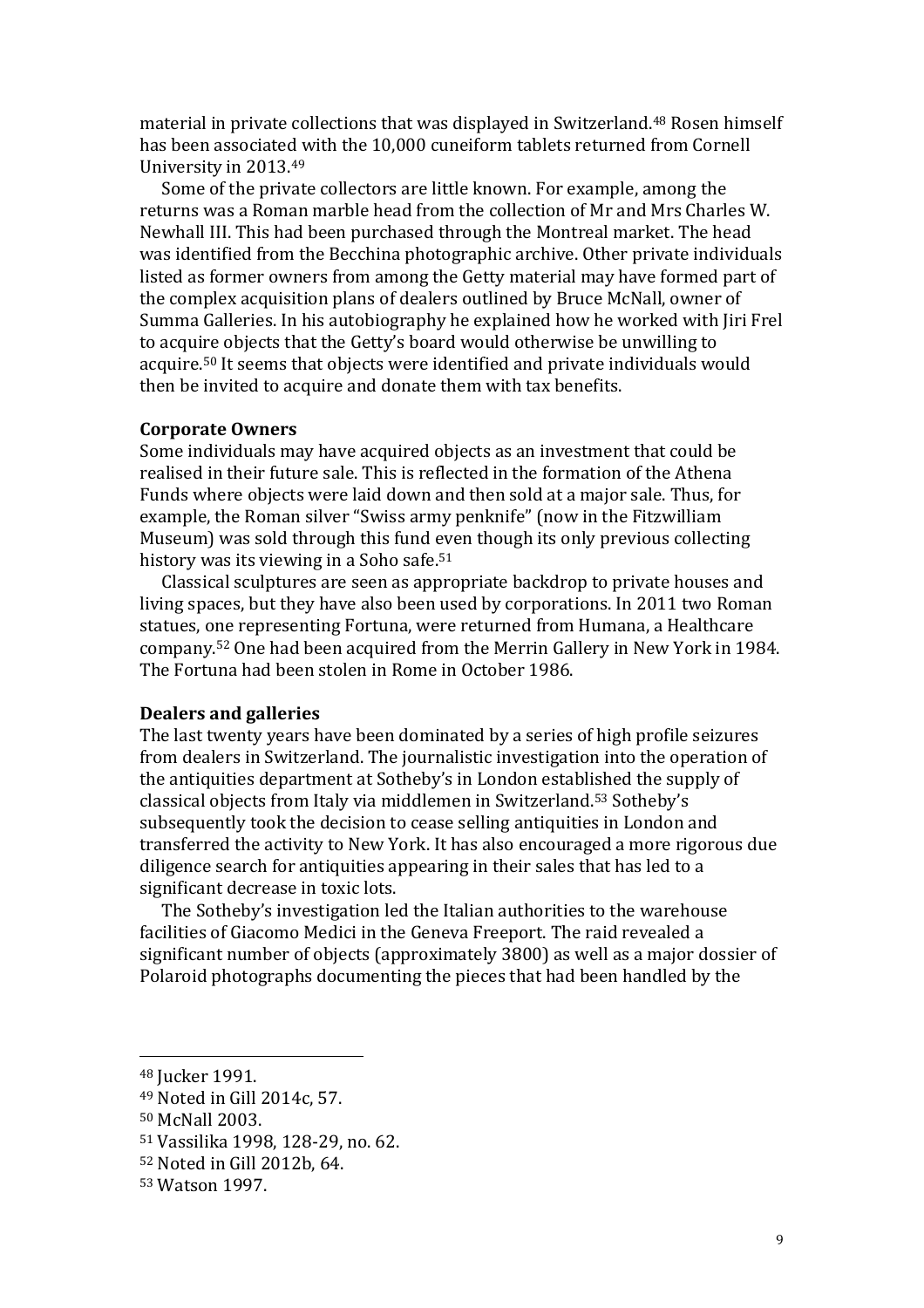material in private collections that was displayed in Switzerland.[48] Rosen himself has been associated with the 10,000 cuneiform tablets returned from Cornell University in 2013.[49]

Some of the private collectors are little known. For example, among the returns was a Roman marble head from the collection of Mr and Mrs Charles W. Newhall III. This had been purchased through the Montreal market. The head was identified from the Becchina photographic archive. Other private individuals listed as former owners from among the Getty material may have formed part of the complex acquisition plans of dealers outlined by Bruce McNall, owner of Summa Galleries. In his autobiography he explained how he worked with Jiri Frel to acquire objects that the Getty's board would otherwise be unwilling to acquire.[50] It seems that objects were identified and private individuals would then be invited to acquire and donate them with tax benefits.

**Corporate Owners**

Some individuals may have acquired objects as an investment that could be realised in their future sale. This is reflected in the formation of the Athena Funds where objects were laid down and then sold at a major sale. Thus, for example, the Roman silver "Swiss army penknife" (now in the Fitzwilliam Museum) was sold through this fund even though its only previous collecting history was its viewing in a Soho safe.[51]

Classical sculptures are seen as appropriate backdrop to private houses and living spaces, but they have also been used by corporations. In 2011 two Roman statues, one representing Fortuna, were returned from Humana, a Healthcare company.[52] One had been acquired from the Merrin Gallery in New York in 1984. The Fortuna had been stolen in Rome in October 1986.

**Dealers and galleries**

The last twenty years have been dominated by a series of high profile seizures from dealers in Switzerland. The journalistic investigation into the operation of the antiquities department at Sotheby's in London established the supply of classical objects from Italy via middlemen in Switzerland.[53] Sotheby's subsequently took the decision to cease selling antiquities in London and transferred the activity to New York. It has also encouraged a more rigorous due diligence search for antiquities appearing in their sales that has led to a significant decrease in toxic lots.

The Sotheby's investigation led the Italian authorities to the warehouse facilities of Giacomo Medici in the Geneva Freeport. The raid revealed a significant number of objects (approximately 3800) as well as a major dossier of Polaroid photographs documenting the pieces that had been handled by the

---

[48] Jucker 1991.

[49] Noted in Gill 2014c, 57.

[50] McNall 2003.

[51] Vassilika 1998, 128-29, no. 62.

[52] Noted in Gill 2012b, 64.

[53] Watson 1997.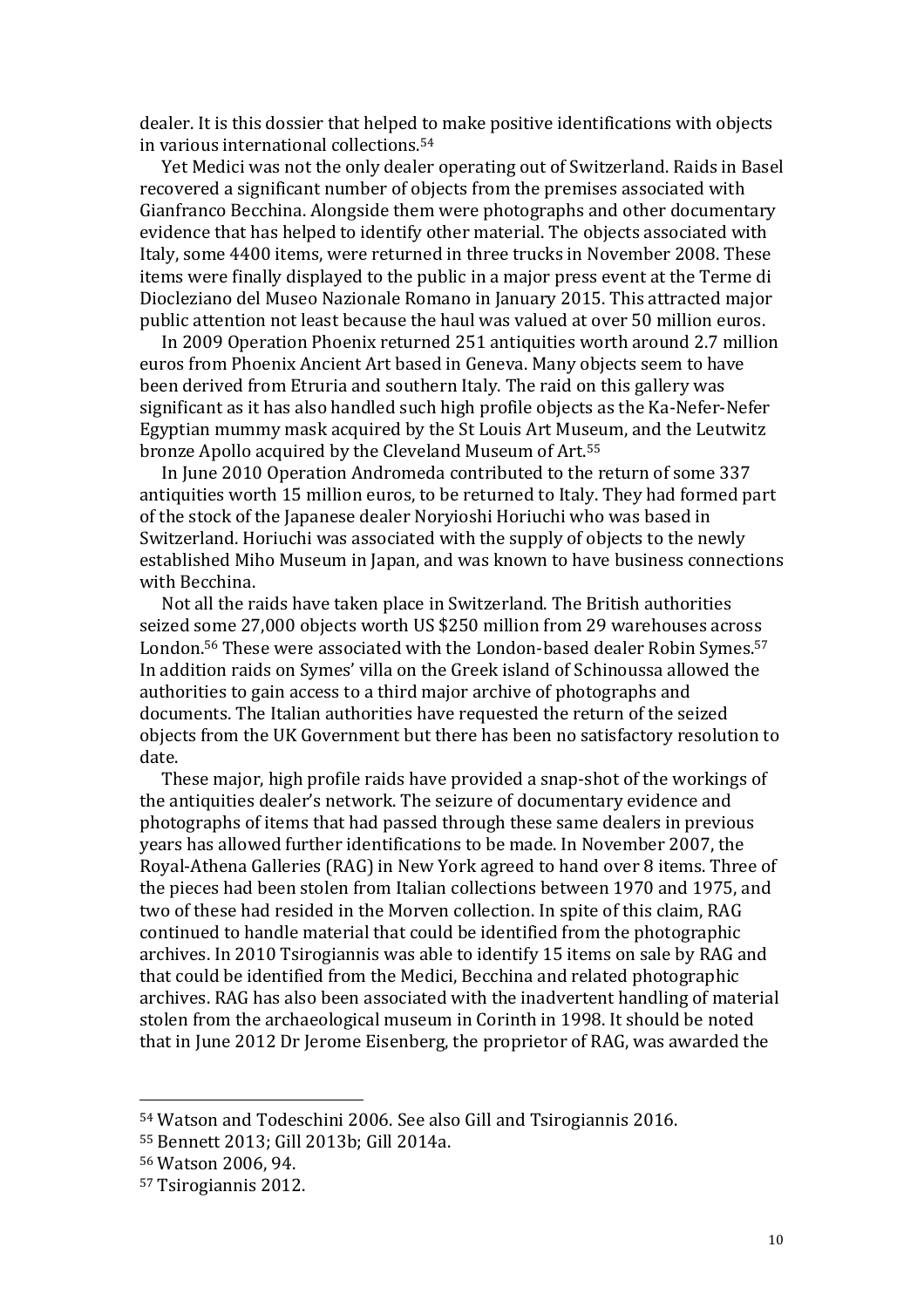dealer. It is this dossier that helped to make positive identifications with objects in various international collections.[54]

Yet Medici was not the only dealer operating out of Switzerland. Raids in Basel recovered a significant number of objects from the premises associated with Gianfranco Becchina. Alongside them were photographs and other documentary evidence that has helped to identify other material. The objects associated with Italy, some 4400 items, were returned in three trucks in November 2008. These items were finally displayed to the public in a major press event at the Terme di Diocleziano del Museo Nazionale Romano in January 2015. This attracted major public attention not least because the haul was valued at over 50 million euros.

In 2009 Operation Phoenix returned 251 antiquities worth around 2.7 million euros from Phoenix Ancient Art based in Geneva. Many objects seem to have been derived from Etruria and southern Italy. The raid on this gallery was significant as it has also handled such high profile objects as the Ka-Nefer-Nefer Egyptian mummy mask acquired by the St Louis Art Museum, and the Leutwitz bronze Apollo acquired by the Cleveland Museum of Art.[55]

In June 2010 Operation Andromeda contributed to the return of some 337 antiquities worth 15 million euros, to be returned to Italy. They had formed part of the stock of the Japanese dealer Noryioshi Horiuchi who was based in Switzerland. Horiuchi was associated with the supply of objects to the newly established Miho Museum in Japan, and was known to have business connections with Becchina.

Not all the raids have taken place in Switzerland. The British authorities seized some 27,000 objects worth US $250 million from 29 warehouses across London.[56] These were associated with the London-based dealer Robin Symes.[57] In addition raids on Symes' villa on the Greek island of Schinoussa allowed the authorities to gain access to a third major archive of photographs and documents. The Italian authorities have requested the return of the seized objects from the UK Government but there has been no satisfactory resolution to date.

These major, high profile raids have provided a snap-shot of the workings of the antiquities dealer's network. The seizure of documentary evidence and photographs of items that had passed through these same dealers in previous years has allowed further identifications to be made. In November 2007, the Royal-Athena Galleries (RAG) in New York agreed to hand over 8 items. Three of the pieces had been stolen from Italian collections between 1970 and 1975, and two of these had resided in the Morven collection. In spite of this claim, RAG continued to handle material that could be identified from the photographic archives. In 2010 Tsirogiannis was able to identify 15 items on sale by RAG and that could be identified from the Medici, Becchina and related photographic archives. RAG has also been associated with the inadvertent handling of material stolen from the archaeological museum in Corinth in 1998. It should be noted that in June 2012 Dr Jerome Eisenberg, the proprietor of RAG, was awarded the

---

[54] Watson and Todeschini 2006. See also Gill and Tsirogiannis 2016.

[55] Bennett 2013; Gill 2013b; Gill 2014a.

[56] Watson 2006, 94.

[57] Tsirogiannis 2012.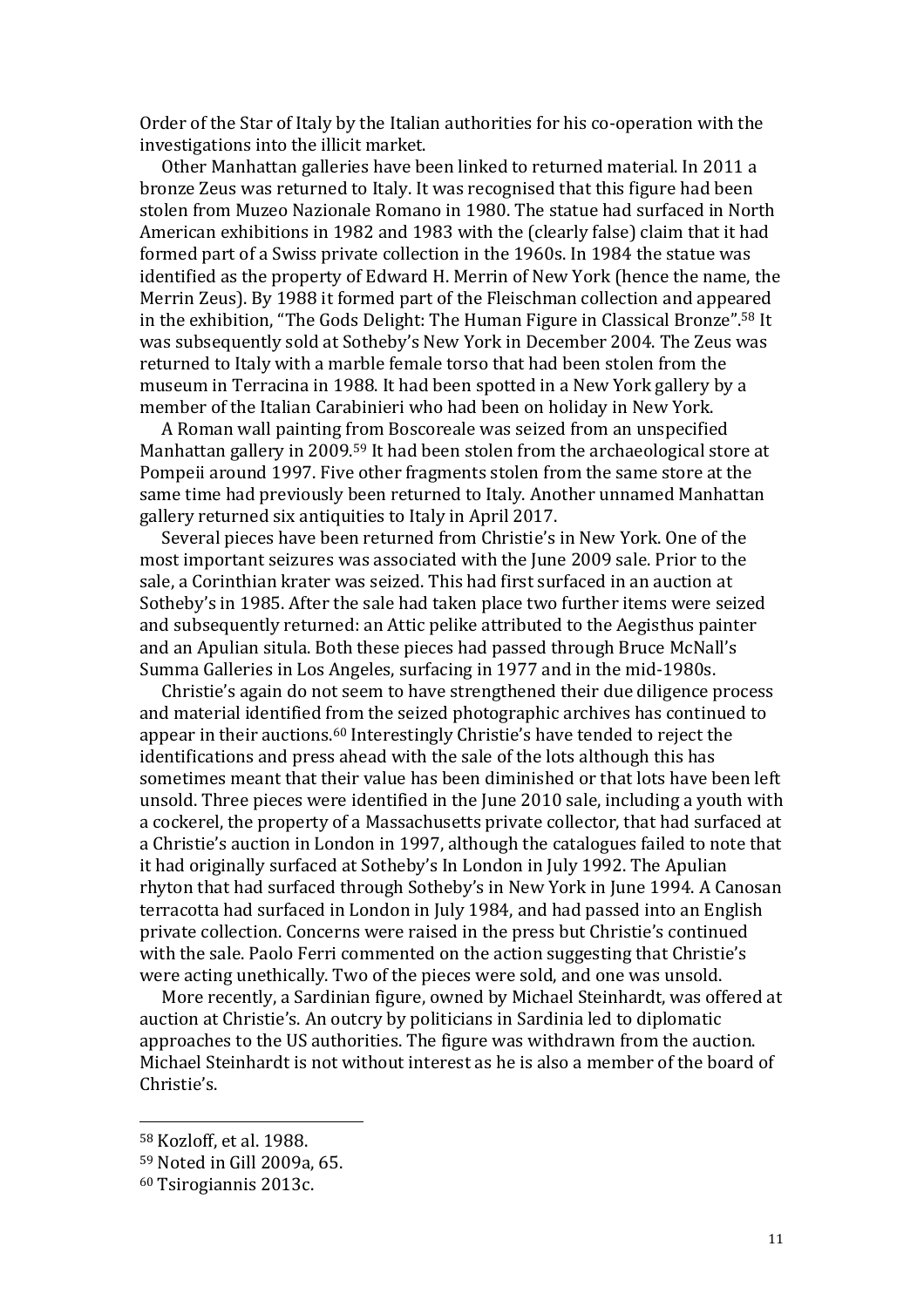Order of the Star of Italy by the Italian authorities for his co-operation with the investigations into the illicit market.

Other Manhattan galleries have been linked to returned material. In 2011 a bronze Zeus was returned to Italy. It was recognised that this figure had been stolen from Muzeo Nazionale Romano in 1980. The statue had surfaced in North American exhibitions in 1982 and 1983 with the (clearly false) claim that it had formed part of a Swiss private collection in the 1960s. In 1984 the statue was identified as the property of Edward H. Merrin of New York (hence the name, the Merrin Zeus). By 1988 it formed part of the Fleischman collection and appeared in the exhibition, "The Gods Delight: The Human Figure in Classical Bronze".[58] It was subsequently sold at Sotheby's New York in December 2004. The Zeus was returned to Italy with a marble female torso that had been stolen from the museum in Terracina in 1988. It had been spotted in a New York gallery by a member of the Italian Carabinieri who had been on holiday in New York.

A Roman wall painting from Boscoreale was seized from an unspecified Manhattan gallery in 2009.[59] It had been stolen from the archaeological store at Pompeii around 1997. Five other fragments stolen from the same store at the same time had previously been returned to Italy. Another unnamed Manhattan gallery returned six antiquities to Italy in April 2017.

Several pieces have been returned from Christie's in New York. One of the most important seizures was associated with the June 2009 sale. Prior to the sale, a Corinthian krater was seized. This had first surfaced in an auction at Sotheby's in 1985. After the sale had taken place two further items were seized and subsequently returned: an Attic pelike attributed to the Aegisthus painter and an Apulian situla. Both these pieces had passed through Bruce McNall's Summa Galleries in Los Angeles, surfacing in 1977 and in the mid-1980s.

Christie's again do not seem to have strengthened their due diligence process and material identified from the seized photographic archives has continued to appear in their auctions.[60] Interestingly Christie's have tended to reject the identifications and press ahead with the sale of the lots although this has sometimes meant that their value has been diminished or that lots have been left unsold. Three pieces were identified in the June 2010 sale, including a youth with a cockerel, the property of a Massachusetts private collector, that had surfaced at a Christie's auction in London in 1997, although the catalogues failed to note that it had originally surfaced at Sotheby's In London in July 1992. The Apulian rhyton that had surfaced through Sotheby's in New York in June 1994. A Canosan terracotta had surfaced in London in July 1984, and had passed into an English private collection. Concerns were raised in the press but Christie's continued with the sale. Paolo Ferri commented on the action suggesting that Christie's were acting unethically. Two of the pieces were sold, and one was unsold.

More recently, a Sardinian figure, owned by Michael Steinhardt, was offered at auction at Christie's. An outcry by politicians in Sardinia led to diplomatic approaches to the US authorities. The figure was withdrawn from the auction. Michael Steinhardt is not without interest as he is also a member of the board of Christie's.

---

[58] Kozloff, et al. 1988.

[59] Noted in Gill 2009a, 65.

[60] Tsirogiannis 2013c.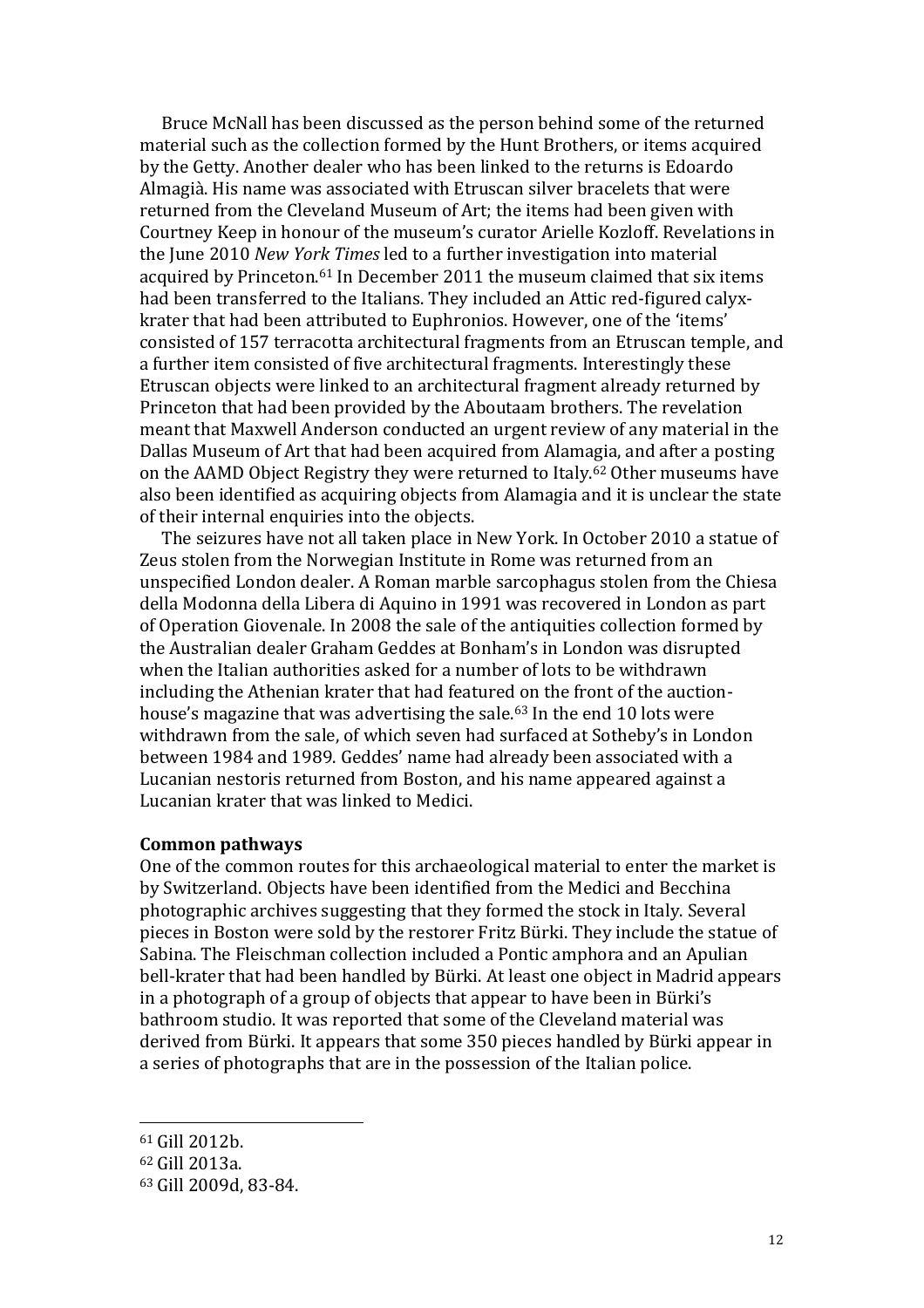Bruce McNall has been discussed as the person behind some of the returned material such as the collection formed by the Hunt Brothers, or items acquired by the Getty. Another dealer who has been linked to the returns is Edoardo Almagià. His name was associated with Etruscan silver bracelets that were returned from the Cleveland Museum of Art; the items had been given with Courtney Keep in honour of the museum's curator Arielle Kozloff. Revelations in the June 2010 *New York Times* led to a further investigation into material acquired by Princeton.[61] In December 2011 the museum claimed that six items had been transferred to the Italians. They included an Attic red-figured calyx-krater that had been attributed to Euphronios. However, one of the 'items' consisted of 157 terracotta architectural fragments from an Etruscan temple, and a further item consisted of five architectural fragments. Interestingly these Etruscan objects were linked to an architectural fragment already returned by Princeton that had been provided by the Aboutaam brothers. The revelation meant that Maxwell Anderson conducted an urgent review of any material in the Dallas Museum of Art that had been acquired from Alamagia, and after a posting on the AAMD Object Registry they were returned to Italy.[62] Other museums have also been identified as acquiring objects from Alamagia and it is unclear the state of their internal enquiries into the objects.

The seizures have not all taken place in New York. In October 2010 a statue of Zeus stolen from the Norwegian Institute in Rome was returned from an unspecified London dealer. A Roman marble sarcophagus stolen from the Chiesa della Modonna della Libera di Aquino in 1991 was recovered in London as part of Operation Giovenale. In 2008 the sale of the antiquities collection formed by the Australian dealer Graham Geddes at Bonham's in London was disrupted when the Italian authorities asked for a number of lots to be withdrawn including the Athenian krater that had featured on the front of the auction-house's magazine that was advertising the sale.[63] In the end 10 lots were withdrawn from the sale, of which seven had surfaced at Sotheby's in London between 1984 and 1989. Geddes' name had already been associated with a Lucanian nestoris returned from Boston, and his name appeared against a Lucanian krater that was linked to Medici.

**Common pathways**

One of the common routes for this archaeological material to enter the market is by Switzerland. Objects have been identified from the Medici and Becchina photographic archives suggesting that they formed the stock in Italy. Several pieces in Boston were sold by the restorer Fritz Bürki. They include the statue of Sabina. The Fleischman collection included a Pontic amphora and an Apulian bell-krater that had been handled by Bürki. At least one object in Madrid appears in a photograph of a group of objects that appear to have been in Bürki's bathroom studio. It was reported that some of the Cleveland material was derived from Bürki. It appears that some 350 pieces handled by Bürki appear in a series of photographs that are in the possession of the Italian police.

---

[61] Gill 2012b.

[62] Gill 2013a.

[63] Gill 2009d, 83-84.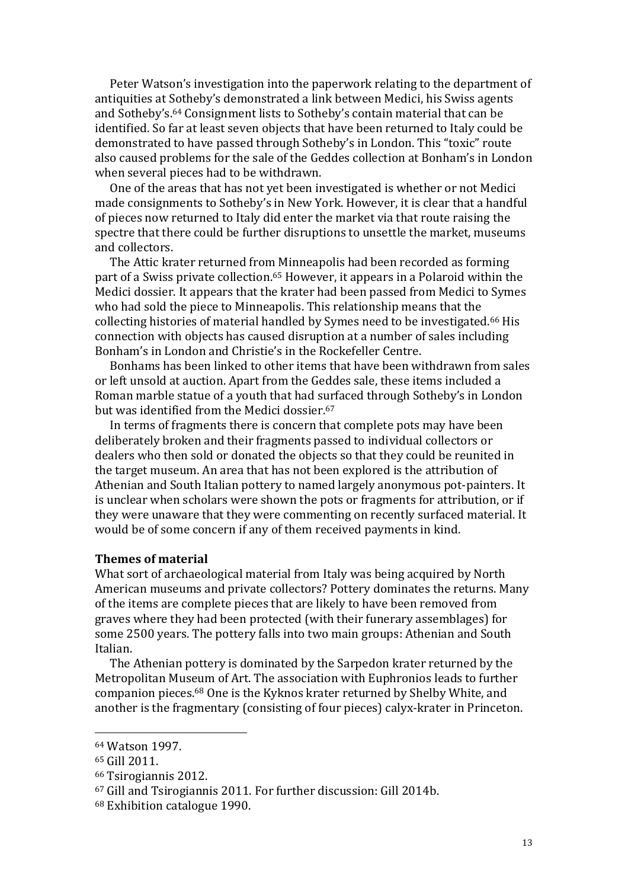Peter Watson's investigation into the paperwork relating to the department of antiquities at Sotheby's demonstrated a link between Medici, his Swiss agents and Sotheby's.[64] Consignment lists to Sotheby's contain material that can be identified. So far at least seven objects that have been returned to Italy could be demonstrated to have passed through Sotheby's in London. This "toxic" route also caused problems for the sale of the Geddes collection at Bonham's in London when several pieces had to be withdrawn.

One of the areas that has not yet been investigated is whether or not Medici made consignments to Sotheby's in New York. However, it is clear that a handful of pieces now returned to Italy did enter the market via that route raising the spectre that there could be further disruptions to unsettle the market, museums and collectors.

The Attic krater returned from Minneapolis had been recorded as forming part of a Swiss private collection.[65] However, it appears in a Polaroid within the Medici dossier. It appears that the krater had been passed from Medici to Symes who had sold the piece to Minneapolis. This relationship means that the collecting histories of material handled by Symes need to be investigated.[66] His connection with objects has caused disruption at a number of sales including Bonham's in London and Christie's in the Rockefeller Centre.

Bonhams has been linked to other items that have been withdrawn from sales or left unsold at auction. Apart from the Geddes sale, these items included a Roman marble statue of a youth that had surfaced through Sotheby's in London but was identified from the Medici dossier.[67]

In terms of fragments there is concern that complete pots may have been deliberately broken and their fragments passed to individual collectors or dealers who then sold or donated the objects so that they could be reunited in the target museum. An area that has not been explored is the attribution of Athenian and South Italian pottery to named largely anonymous pot-painters. It is unclear when scholars were shown the pots or fragments for attribution, or if they were unaware that they were commenting on recently surfaced material. It would be of some concern if any of them received payments in kind.

**Themes of material**

What sort of archaeological material from Italy was being acquired by North American museums and private collectors? Pottery dominates the returns. Many of the items are complete pieces that are likely to have been removed from graves where they had been protected (with their funerary assemblages) for some 2500 years. The pottery falls into two main groups: Athenian and South Italian.

The Athenian pottery is dominated by the Sarpedon krater returned by the Metropolitan Museum of Art. The association with Euphronios leads to further companion pieces.[68] One is the Kyknos krater returned by Shelby White, and another is the fragmentary (consisting of four pieces) calyx-krater in Princeton.

---

[64] Watson 1997.

[65] Gill 2011.

[66] Tsirogiannis 2012.

[67] Gill and Tsirogiannis 2011. For further discussion: Gill 2014b.

[68] Exhibition catalogue 1990.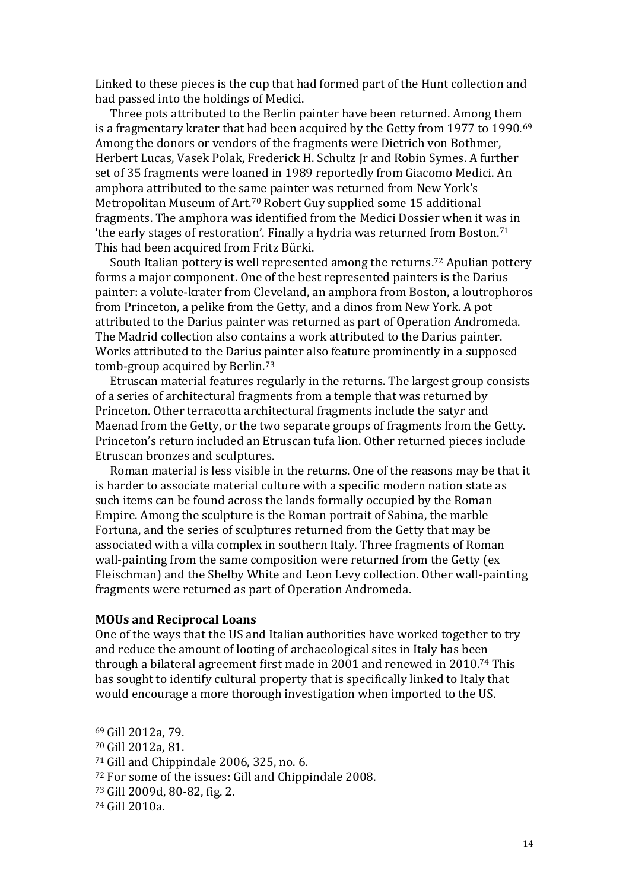Linked to these pieces is the cup that had formed part of the Hunt collection and had passed into the holdings of Medici.

Three pots attributed to the Berlin painter have been returned. Among them is a fragmentary krater that had been acquired by the Getty from 1977 to 1990.[69] Among the donors or vendors of the fragments were Dietrich von Bothmer, Herbert Lucas, Vasek Polak, Frederick H. Schultz Jr and Robin Symes. A further set of 35 fragments were loaned in 1989 reportedly from Giacomo Medici. An amphora attributed to the same painter was returned from New York's Metropolitan Museum of Art.[70] Robert Guy supplied some 15 additional fragments. The amphora was identified from the Medici Dossier when it was in 'the early stages of restoration'. Finally a hydria was returned from Boston.[71] This had been acquired from Fritz Bürki.

South Italian pottery is well represented among the returns.[72] Apulian pottery forms a major component. One of the best represented painters is the Darius painter: a volute-krater from Cleveland, an amphora from Boston, a loutrophoros from Princeton, a pelike from the Getty, and a dinos from New York. A pot attributed to the Darius painter was returned as part of Operation Andromeda. The Madrid collection also contains a work attributed to the Darius painter. Works attributed to the Darius painter also feature prominently in a supposed tomb-group acquired by Berlin.[73]

Etruscan material features regularly in the returns. The largest group consists of a series of architectural fragments from a temple that was returned by Princeton. Other terracotta architectural fragments include the satyr and Maenad from the Getty, or the two separate groups of fragments from the Getty. Princeton's return included an Etruscan tufa lion. Other returned pieces include Etruscan bronzes and sculptures.

Roman material is less visible in the returns. One of the reasons may be that it is harder to associate material culture with a specific modern nation state as such items can be found across the lands formally occupied by the Roman Empire. Among the sculpture is the Roman portrait of Sabina, the marble Fortuna, and the series of sculptures returned from the Getty that may be associated with a villa complex in southern Italy. Three fragments of Roman wall-painting from the same composition were returned from the Getty (ex Fleischman) and the Shelby White and Leon Levy collection. Other wall-painting fragments were returned as part of Operation Andromeda.

**MOUs and Reciprocal Loans**

One of the ways that the US and Italian authorities have worked together to try and reduce the amount of looting of archaeological sites in Italy has been through a bilateral agreement first made in 2001 and renewed in 2010.[74] This has sought to identify cultural property that is specifically linked to Italy that would encourage a more thorough investigation when imported to the US.

---

[69] Gill 2012a, 79.

[70] Gill 2012a, 81.

[71] Gill and Chippindale 2006, 325, no. 6.

[72] For some of the issues: Gill and Chippindale 2008.

[73] Gill 2009d, 80-82, fig. 2.

[74] Gill 2010a.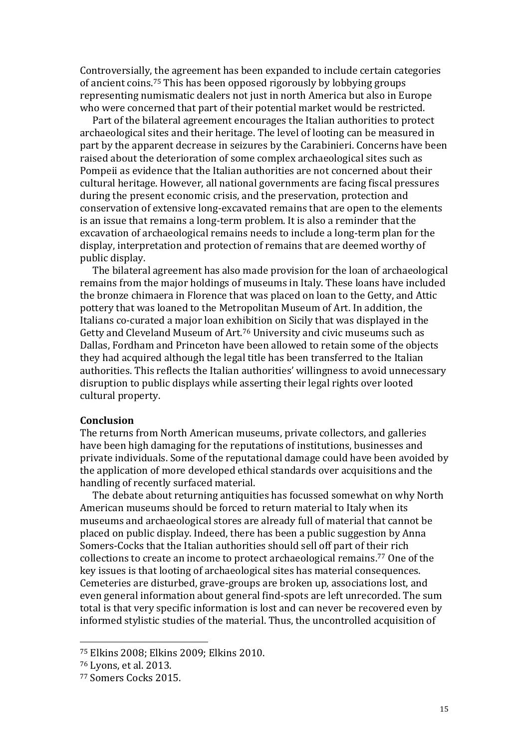Controversially, the agreement has been expanded to include certain categories of ancient coins.[75] This has been opposed rigorously by lobbying groups representing numismatic dealers not just in north America but also in Europe who were concerned that part of their potential market would be restricted.

Part of the bilateral agreement encourages the Italian authorities to protect archaeological sites and their heritage. The level of looting can be measured in part by the apparent decrease in seizures by the Carabinieri. Concerns have been raised about the deterioration of some complex archaeological sites such as Pompeii as evidence that the Italian authorities are not concerned about their cultural heritage. However, all national governments are facing fiscal pressures during the present economic crisis, and the preservation, protection and conservation of extensive long-excavated remains that are open to the elements is an issue that remains a long-term problem. It is also a reminder that the excavation of archaeological remains needs to include a long-term plan for the display, interpretation and protection of remains that are deemed worthy of public display.

The bilateral agreement has also made provision for the loan of archaeological remains from the major holdings of museums in Italy. These loans have included the bronze chimaera in Florence that was placed on loan to the Getty, and Attic pottery that was loaned to the Metropolitan Museum of Art. In addition, the Italians co-curated a major loan exhibition on Sicily that was displayed in the Getty and Cleveland Museum of Art.[76] University and civic museums such as Dallas, Fordham and Princeton have been allowed to retain some of the objects they had acquired although the legal title has been transferred to the Italian authorities. This reflects the Italian authorities' willingness to avoid unnecessary disruption to public displays while asserting their legal rights over looted cultural property.

**Conclusion**

The returns from North American museums, private collectors, and galleries have been high damaging for the reputations of institutions, businesses and private individuals. Some of the reputational damage could have been avoided by the application of more developed ethical standards over acquisitions and the handling of recently surfaced material.

The debate about returning antiquities has focussed somewhat on why North American museums should be forced to return material to Italy when its museums and archaeological stores are already full of material that cannot be placed on public display. Indeed, there has been a public suggestion by Anna Somers-Cocks that the Italian authorities should sell off part of their rich collections to create an income to protect archaeological remains.[77] One of the key issues is that looting of archaeological sites has material consequences. Cemeteries are disturbed, grave-groups are broken up, associations lost, and even general information about general find-spots are left unrecorded. The sum total is that very specific information is lost and can never be recovered even by informed stylistic studies of the material. Thus, the uncontrolled acquisition of

---

[75] Elkins 2008; Elkins 2009; Elkins 2010.

[76] Lyons, et al. 2013.

[77] Somers Cocks 2015.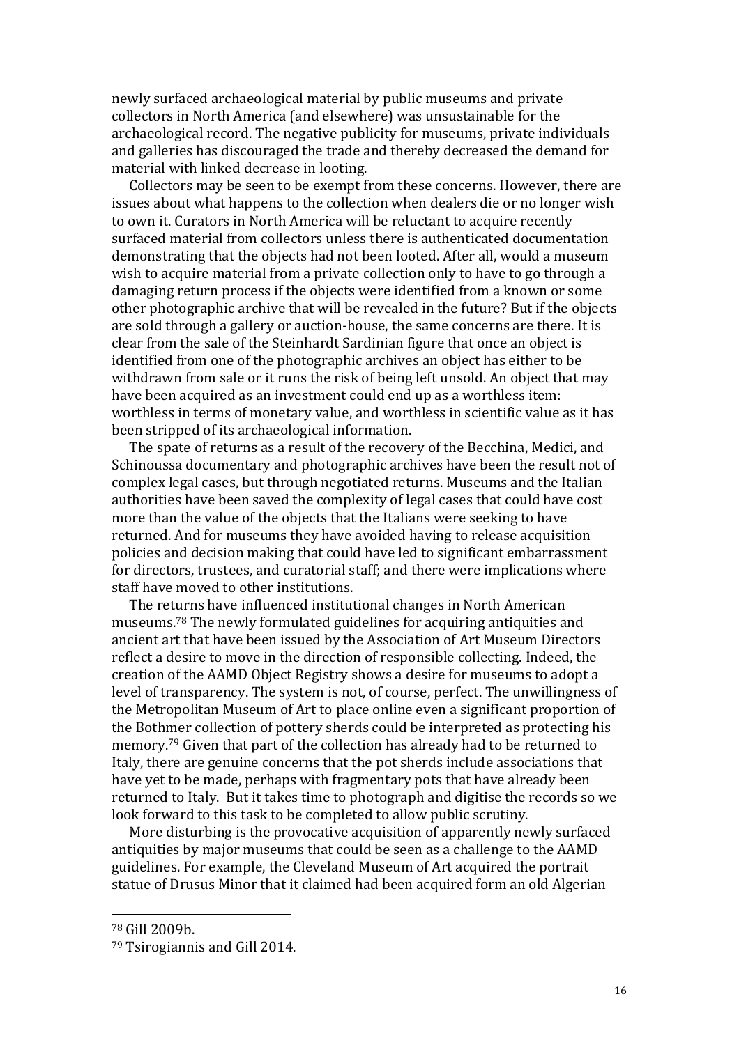newly surfaced archaeological material by public museums and private collectors in North America (and elsewhere) was unsustainable for the archaeological record. The negative publicity for museums, private individuals and galleries has discouraged the trade and thereby decreased the demand for material with linked decrease in looting.

Collectors may be seen to be exempt from these concerns. However, there are issues about what happens to the collection when dealers die or no longer wish to own it. Curators in North America will be reluctant to acquire recently surfaced material from collectors unless there is authenticated documentation demonstrating that the objects had not been looted. After all, would a museum wish to acquire material from a private collection only to have to go through a damaging return process if the objects were identified from a known or some other photographic archive that will be revealed in the future? But if the objects are sold through a gallery or auction-house, the same concerns are there. It is clear from the sale of the Steinhardt Sardinian figure that once an object is identified from one of the photographic archives an object has either to be withdrawn from sale or it runs the risk of being left unsold. An object that may have been acquired as an investment could end up as a worthless item: worthless in terms of monetary value, and worthless in scientific value as it has been stripped of its archaeological information.

The spate of returns as a result of the recovery of the Becchina, Medici, and Schinoussa documentary and photographic archives have been the result not of complex legal cases, but through negotiated returns. Museums and the Italian authorities have been saved the complexity of legal cases that could have cost more than the value of the objects that the Italians were seeking to have returned. And for museums they have avoided having to release acquisition policies and decision making that could have led to significant embarrassment for directors, trustees, and curatorial staff; and there were implications where staff have moved to other institutions.

The returns have influenced institutional changes in North American museums.[78] The newly formulated guidelines for acquiring antiquities and ancient art that have been issued by the Association of Art Museum Directors reflect a desire to move in the direction of responsible collecting. Indeed, the creation of the AAMD Object Registry shows a desire for museums to adopt a level of transparency. The system is not, of course, perfect. The unwillingness of the Metropolitan Museum of Art to place online even a significant proportion of the Bothmer collection of pottery sherds could be interpreted as protecting his memory.[79] Given that part of the collection has already had to be returned to Italy, there are genuine concerns that the pot sherds include associations that have yet to be made, perhaps with fragmentary pots that have already been returned to Italy. But it takes time to photograph and digitise the records so we look forward to this task to be completed to allow public scrutiny.

More disturbing is the provocative acquisition of apparently newly surfaced antiquities by major museums that could be seen as a challenge to the AAMD guidelines. For example, the Cleveland Museum of Art acquired the portrait statue of Drusus Minor that it claimed had been acquired form an old Algerian

---

[78] Gill 2009b.

[79] Tsirogiannis and Gill 2014.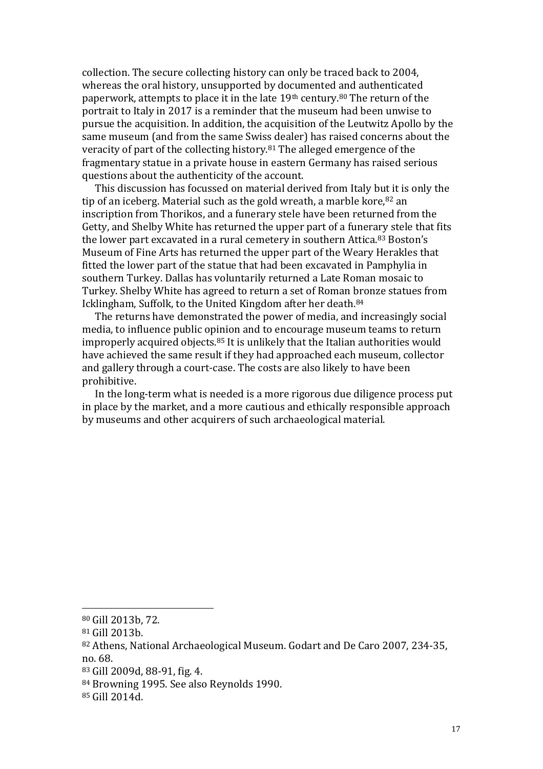collection. The secure collecting history can only be traced back to 2004, whereas the oral history, unsupported by documented and authenticated paperwork, attempts to place it in the late 19th century.[80] The return of the portrait to Italy in 2017 is a reminder that the museum had been unwise to pursue the acquisition. In addition, the acquisition of the Leutwitz Apollo by the same museum (and from the same Swiss dealer) has raised concerns about the veracity of part of the collecting history.[81] The alleged emergence of the fragmentary statue in a private house in eastern Germany has raised serious questions about the authenticity of the account.

This discussion has focussed on material derived from Italy but it is only the tip of an iceberg. Material such as the gold wreath, a marble kore,[82] an inscription from Thorikos, and a funerary stele have been returned from the Getty, and Shelby White has returned the upper part of a funerary stele that fits the lower part excavated in a rural cemetery in southern Attica.[83] Boston's Museum of Fine Arts has returned the upper part of the Weary Herakles that fitted the lower part of the statue that had been excavated in Pamphylia in southern Turkey. Dallas has voluntarily returned a Late Roman mosaic to Turkey. Shelby White has agreed to return a set of Roman bronze statues from Icklingham, Suffolk, to the United Kingdom after her death.[84]

The returns have demonstrated the power of media, and increasingly social media, to influence public opinion and to encourage museum teams to return improperly acquired objects.[85] It is unlikely that the Italian authorities would have achieved the same result if they had approached each museum, collector and gallery through a court-case. The costs are also likely to have been prohibitive.

In the long-term what is needed is a more rigorous due diligence process put in place by the market, and a more cautious and ethically responsible approach by museums and other acquirers of such archaeological material.

---

[80] Gill 2013b, 72.

[81] Gill 2013b.

[82] Athens, National Archaeological Museum. Godart and De Caro 2007, 234-35, no. 68.

[83] Gill 2009d, 88-91, fig. 4.

[84] Browning 1995. See also Reynolds 1990.

[85] Gill 2014d.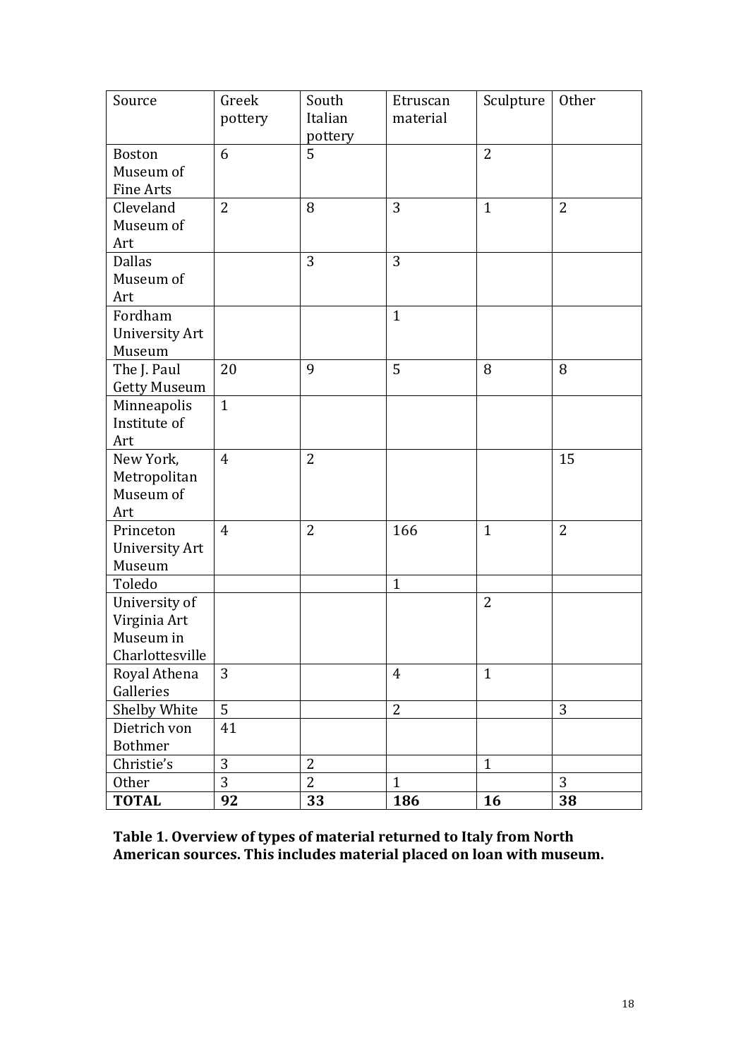| Source | Greek pottery | South Italian pottery | Etruscan material | Sculpture | Other |
|---|---|---|---|---|---|
| Boston Museum of Fine Arts | 6 | 5 | | 2 | |
| Cleveland Museum of Art | 2 | 8 | 3 | 1 | 2 |
| Dallas Museum of Art | | 3 | 3 | | |
| Fordham University Art Museum | | | 1 | | |
| The J. Paul Getty Museum | 20 | 9 | 5 | 8 | 8 |
| Minneapolis Institute of Art | 1 | | | | |
| New York, Metropolitan Museum of Art | 4 | 2 | | | 15 |
| Princeton University Art Museum | 4 | 2 | 166 | 1 | 2 |
| Toledo | | | 1 | | |
| University of Virginia Art Museum in Charlottesville | | | | 2 | |
| Royal Athena Galleries | 3 | | 4 | 1 | |
| Shelby White | 5 | | 2 | | 3 |
| Dietrich von Bothmer | 41 | | | | |
| Christie's | 3 | 2 | | 1 | |
| Other | 3 | 2 | 1 | | 3 |
| **TOTAL** | **92** | **33** | **186** | **16** | **38** |

**Table 1. Overview of types of material returned to Italy from North American sources. This includes material placed on loan with museum.**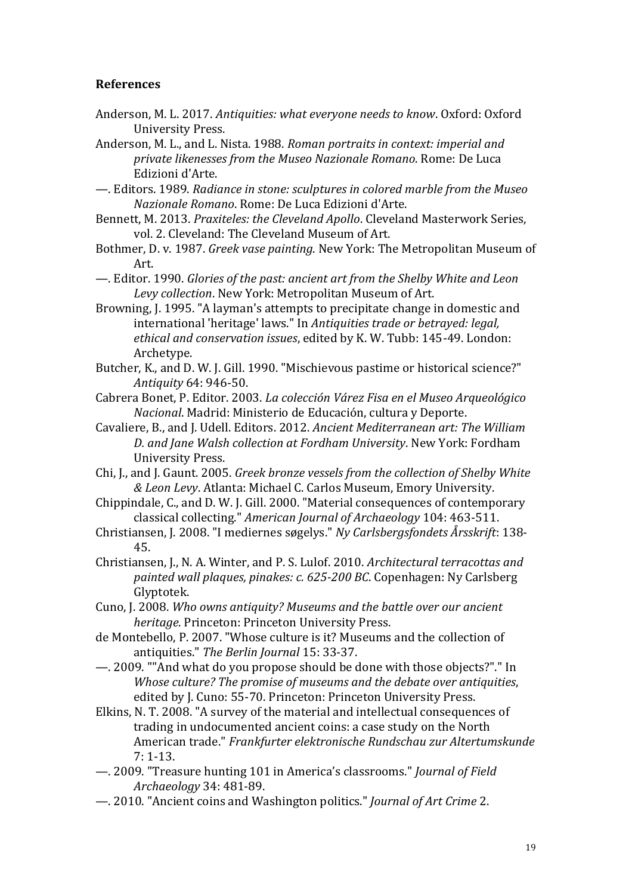## References

Anderson, M. L. 2017. *Antiquities: what everyone needs to know*. Oxford: Oxford University Press.

Anderson, M. L., and L. Nista. 1988. *Roman portraits in context: imperial and private likenesses from the Museo Nazionale Romano*. Rome: De Luca Edizioni d'Arte.

—. Editors. 1989. *Radiance in stone: sculptures in colored marble from the Museo Nazionale Romano*. Rome: De Luca Edizioni d'Arte.

Bennett, M. 2013. *Praxiteles: the Cleveland Apollo*. Cleveland Masterwork Series, vol. 2. Cleveland: The Cleveland Museum of Art.

Bothmer, D. v. 1987. *Greek vase painting*. New York: The Metropolitan Museum of Art.

—. Editor. 1990. *Glories of the past: ancient art from the Shelby White and Leon Levy collection*. New York: Metropolitan Museum of Art.

Browning, J. 1995. "A layman's attempts to precipitate change in domestic and international 'heritage' laws." In *Antiquities trade or betrayed: legal, ethical and conservation issues*, edited by K. W. Tubb: 145-49. London: Archetype.

Butcher, K., and D. W. J. Gill. 1990. "Mischievous pastime or historical science?" *Antiquity* 64: 946-50.

Cabrera Bonet, P. Editor. 2003. *La colección Várez Fisa en el Museo Arqueológico Nacional*. Madrid: Ministerio de Educación, cultura y Deporte.

Cavaliere, B., and J. Udell. Editors. 2012. *Ancient Mediterranean art: The William D. and Jane Walsh collection at Fordham University*. New York: Fordham University Press.

Chi, J., and J. Gaunt. 2005. *Greek bronze vessels from the collection of Shelby White & Leon Levy*. Atlanta: Michael C. Carlos Museum, Emory University.

Chippindale, C., and D. W. J. Gill. 2000. "Material consequences of contemporary classical collecting." *American Journal of Archaeology* 104: 463-511.

Christiansen, J. 2008. "I mediernes søgelys." *Ny Carlsbergsfondets Årsskrift*: 138-45.

Christiansen, J., N. A. Winter, and P. S. Lulof. 2010. *Architectural terracottas and painted wall plaques, pinakes: c. 625-200 BC*. Copenhagen: Ny Carlsberg Glyptotek.

Cuno, J. 2008. *Who owns antiquity? Museums and the battle over our ancient heritage*. Princeton: Princeton University Press.

de Montebello, P. 2007. "Whose culture is it? Museums and the collection of antiquities." *The Berlin Journal* 15: 33-37.

—. 2009. ""And what do you propose should be done with those objects?"." In *Whose culture? The promise of museums and the debate over antiquities*, edited by J. Cuno: 55-70. Princeton: Princeton University Press.

Elkins, N. T. 2008. "A survey of the material and intellectual consequences of trading in undocumented ancient coins: a case study on the North American trade." *Frankfurter elektronische Rundschau zur Altertumskunde* 7: 1-13.

—. 2009. "Treasure hunting 101 in America's classrooms." *Journal of Field Archaeology* 34: 481-89.

—. 2010. "Ancient coins and Washington politics." *Journal of Art Crime* 2.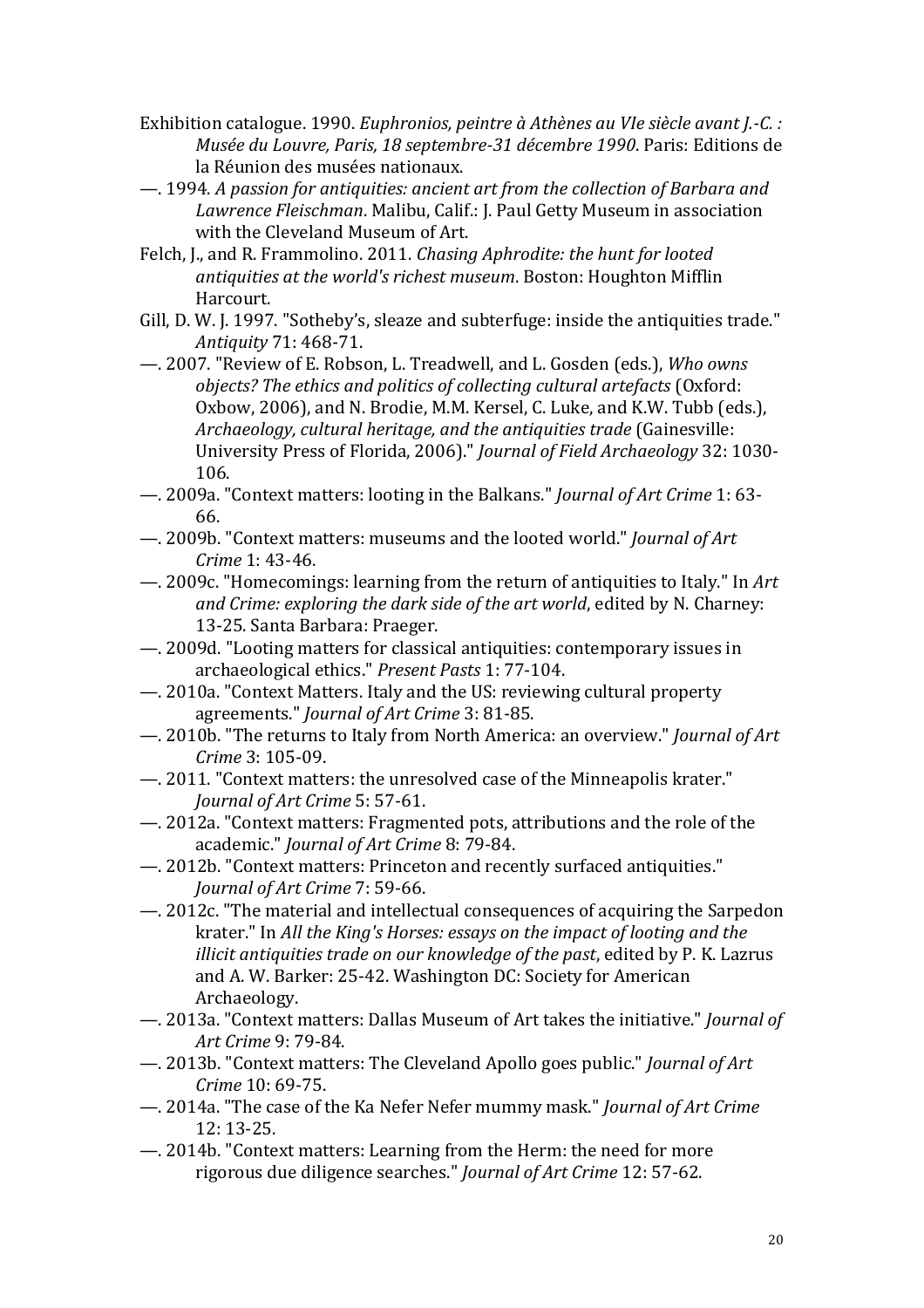Exhibition catalogue. 1990. *Euphronios, peintre à Athènes au VIe siècle avant J.-C. : Musée du Louvre, Paris, 18 septembre-31 décembre 1990*. Paris: Editions de la Réunion des musées nationaux.

—. 1994. *A passion for antiquities: ancient art from the collection of Barbara and Lawrence Fleischman*. Malibu, Calif.: J. Paul Getty Museum in association with the Cleveland Museum of Art.

Felch, J., and R. Frammolino. 2011. *Chasing Aphrodite: the hunt for looted antiquities at the world's richest museum*. Boston: Houghton Mifflin Harcourt.

Gill, D. W. J. 1997. "Sotheby's, sleaze and subterfuge: inside the antiquities trade." *Antiquity* 71: 468-71.

—. 2007. "Review of E. Robson, L. Treadwell, and L. Gosden (eds.), *Who owns objects? The ethics and politics of collecting cultural artefacts* (Oxford: Oxbow, 2006), and N. Brodie, M.M. Kersel, C. Luke, and K.W. Tubb (eds.), *Archaeology, cultural heritage, and the antiquities trade* (Gainesville: University Press of Florida, 2006)." *Journal of Field Archaeology* 32: 1030-106.

—. 2009a. "Context matters: looting in the Balkans." *Journal of Art Crime* 1: 63-66.

—. 2009b. "Context matters: museums and the looted world." *Journal of Art Crime* 1: 43-46.

—. 2009c. "Homecomings: learning from the return of antiquities to Italy." In *Art and Crime: exploring the dark side of the art world*, edited by N. Charney: 13-25. Santa Barbara: Praeger.

—. 2009d. "Looting matters for classical antiquities: contemporary issues in archaeological ethics." *Present Pasts* 1: 77-104.

—. 2010a. "Context Matters. Italy and the US: reviewing cultural property agreements." *Journal of Art Crime* 3: 81-85.

—. 2010b. "The returns to Italy from North America: an overview." *Journal of Art Crime* 3: 105-09.

—. 2011. "Context matters: the unresolved case of the Minneapolis krater." *Journal of Art Crime* 5: 57-61.

—. 2012a. "Context matters: Fragmented pots, attributions and the role of the academic." *Journal of Art Crime* 8: 79-84.

—. 2012b. "Context matters: Princeton and recently surfaced antiquities." *Journal of Art Crime* 7: 59-66.

—. 2012c. "The material and intellectual consequences of acquiring the Sarpedon krater." In *All the King's Horses: essays on the impact of looting and the illicit antiquities trade on our knowledge of the past*, edited by P. K. Lazrus and A. W. Barker: 25-42. Washington DC: Society for American Archaeology.

—. 2013a. "Context matters: Dallas Museum of Art takes the initiative." *Journal of Art Crime* 9: 79-84.

—. 2013b. "Context matters: The Cleveland Apollo goes public." *Journal of Art Crime* 10: 69-75.

—. 2014a. "The case of the Ka Nefer Nefer mummy mask." *Journal of Art Crime* 12: 13-25.

—. 2014b. "Context matters: Learning from the Herm: the need for more rigorous due diligence searches." *Journal of Art Crime* 12: 57-62.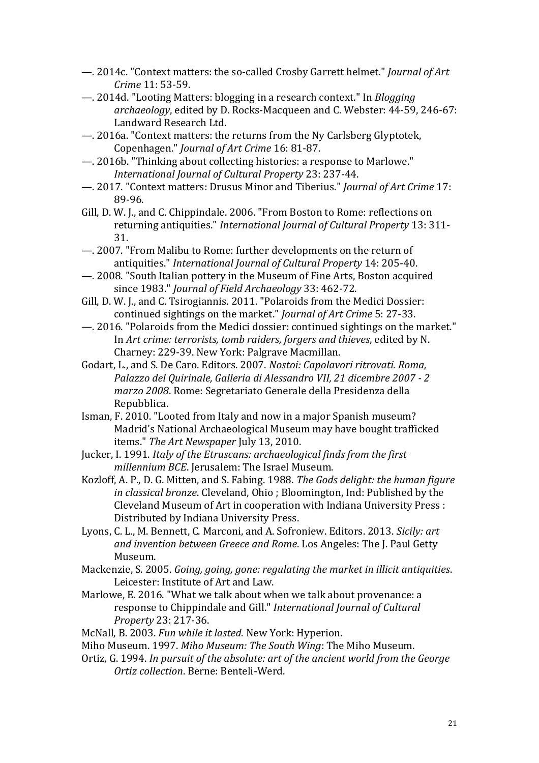—. 2014c. "Context matters: the so-called Crosby Garrett helmet." *Journal of Art Crime* 11: 53-59.

—. 2014d. "Looting Matters: blogging in a research context." In *Blogging archaeology*, edited by D. Rocks-Macqueen and C. Webster: 44-59, 246-67: Landward Research Ltd.

—. 2016a. "Context matters: the returns from the Ny Carlsberg Glyptotek, Copenhagen." *Journal of Art Crime* 16: 81-87.

—. 2016b. "Thinking about collecting histories: a response to Marlowe." *International Journal of Cultural Property* 23: 237-44.

—. 2017. "Context matters: Drusus Minor and Tiberius." *Journal of Art Crime* 17: 89-96.

Gill, D. W. J., and C. Chippindale. 2006. "From Boston to Rome: reflections on returning antiquities." *International Journal of Cultural Property* 13: 311-31.

—. 2007. "From Malibu to Rome: further developments on the return of antiquities." *International Journal of Cultural Property* 14: 205-40.

—. 2008. "South Italian pottery in the Museum of Fine Arts, Boston acquired since 1983." *Journal of Field Archaeology* 33: 462-72.

Gill, D. W. J., and C. Tsirogiannis. 2011. "Polaroids from the Medici Dossier: continued sightings on the market." *Journal of Art Crime* 5: 27-33.

—. 2016. "Polaroids from the Medici dossier: continued sightings on the market." In *Art crime: terrorists, tomb raiders, forgers and thieves*, edited by N. Charney: 229-39. New York: Palgrave Macmillan.

Godart, L., and S. De Caro. Editors. 2007. *Nostoi: Capolavori ritrovati. Roma, Palazzo del Quirinale, Galleria di Alessandro VII, 21 dicembre 2007 - 2 marzo 2008*. Rome: Segretariato Generale della Presidenza della Repubblica.

Isman, F. 2010. "Looted from Italy and now in a major Spanish museum? Madrid's National Archaeological Museum may have bought trafficked items." *The Art Newspaper* July 13, 2010.

Jucker, I. 1991. *Italy of the Etruscans: archaeological finds from the first millennium BCE*. Jerusalem: The Israel Museum.

Kozloff, A. P., D. G. Mitten, and S. Fabing. 1988. *The Gods delight: the human figure in classical bronze*. Cleveland, Ohio ; Bloomington, Ind: Published by the Cleveland Museum of Art in cooperation with Indiana University Press : Distributed by Indiana University Press.

Lyons, C. L., M. Bennett, C. Marconi, and A. Sofroniew. Editors. 2013. *Sicily: art and invention between Greece and Rome*. Los Angeles: The J. Paul Getty Museum.

Mackenzie, S. 2005. *Going, going, gone: regulating the market in illicit antiquities*. Leicester: Institute of Art and Law.

Marlowe, E. 2016. "What we talk about when we talk about provenance: a response to Chippindale and Gill." *International Journal of Cultural Property* 23: 217-36.

McNall, B. 2003. *Fun while it lasted*. New York: Hyperion.

Miho Museum. 1997. *Miho Museum: The South Wing*: The Miho Museum.

Ortiz, G. 1994. *In pursuit of the absolute: art of the ancient world from the George Ortiz collection*. Berne: Benteli-Werd.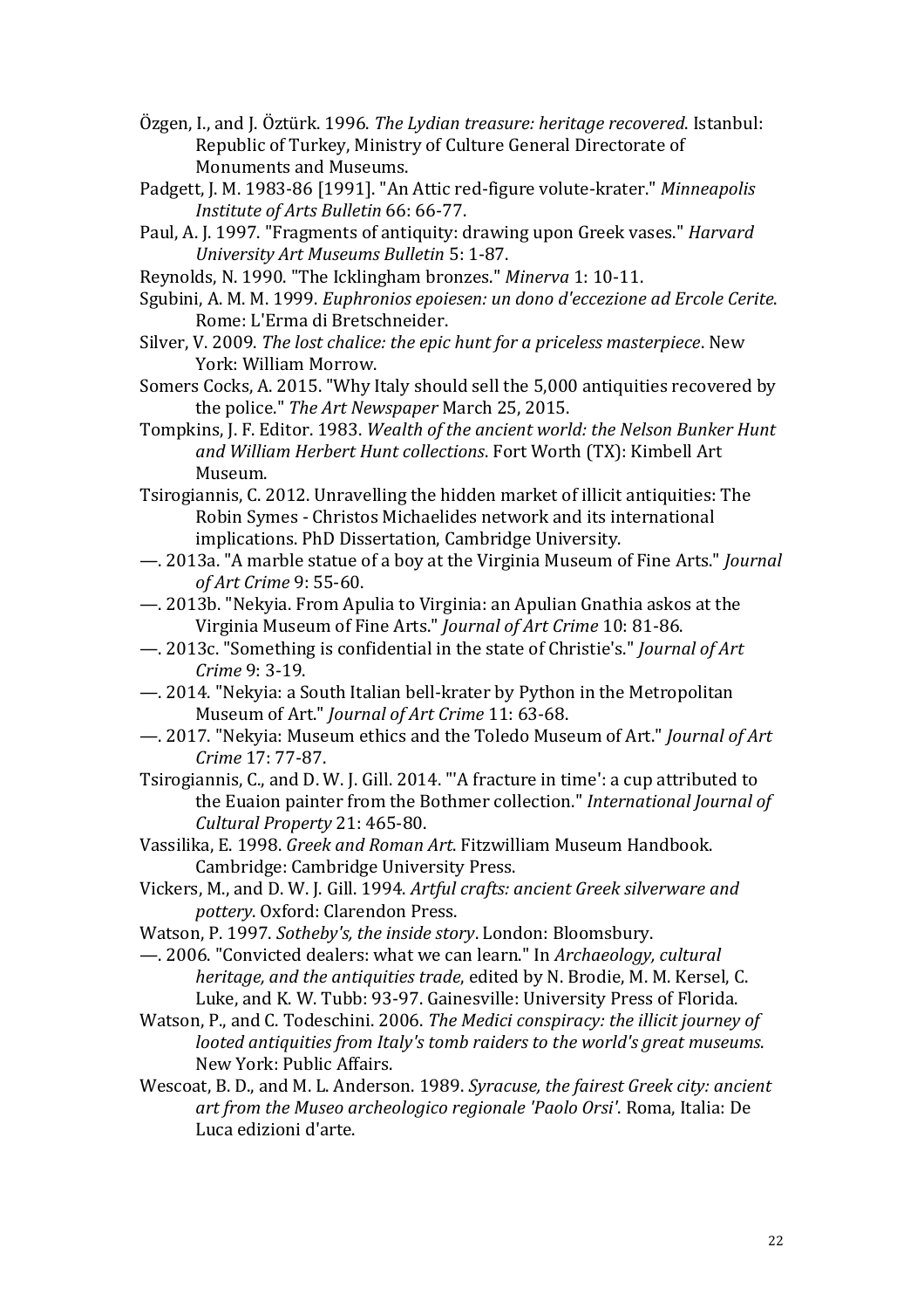Özgen, I., and J. Öztürk. 1996. *The Lydian treasure: heritage recovered*. Istanbul: Republic of Turkey, Ministry of Culture General Directorate of Monuments and Museums.

Padgett, J. M. 1983-86 [1991]. "An Attic red-figure volute-krater." *Minneapolis Institute of Arts Bulletin* 66: 66-77.

Paul, A. J. 1997. "Fragments of antiquity: drawing upon Greek vases." *Harvard University Art Museums Bulletin* 5: 1-87.

Reynolds, N. 1990. "The Icklingham bronzes." *Minerva* 1: 10-11.

Sgubini, A. M. M. 1999. *Euphronios epoiesen: un dono d'eccezione ad Ercole Cerite*. Rome: L'Erma di Bretschneider.

Silver, V. 2009. *The lost chalice: the epic hunt for a priceless masterpiece*. New York: William Morrow.

Somers Cocks, A. 2015. "Why Italy should sell the 5,000 antiquities recovered by the police." *The Art Newspaper* March 25, 2015.

Tompkins, J. F. Editor. 1983. *Wealth of the ancient world: the Nelson Bunker Hunt and William Herbert Hunt collections*. Fort Worth (TX): Kimbell Art Museum.

Tsirogiannis, C. 2012. Unravelling the hidden market of illicit antiquities: The Robin Symes - Christos Michaelides network and its international implications. PhD Dissertation, Cambridge University.

—. 2013a. "A marble statue of a boy at the Virginia Museum of Fine Arts." *Journal of Art Crime* 9: 55-60.

—. 2013b. "Nekyia. From Apulia to Virginia: an Apulian Gnathia askos at the Virginia Museum of Fine Arts." *Journal of Art Crime* 10: 81-86.

—. 2013c. "Something is confidential in the state of Christie's." *Journal of Art Crime* 9: 3-19.

—. 2014. "Nekyia: a South Italian bell-krater by Python in the Metropolitan Museum of Art." *Journal of Art Crime* 11: 63-68.

—. 2017. "Nekyia: Museum ethics and the Toledo Museum of Art." *Journal of Art Crime* 17: 77-87.

Tsirogiannis, C., and D. W. J. Gill. 2014. "'A fracture in time': a cup attributed to the Euaion painter from the Bothmer collection." *International Journal of Cultural Property* 21: 465-80.

Vassilika, E. 1998. *Greek and Roman Art*. Fitzwilliam Museum Handbook. Cambridge: Cambridge University Press.

Vickers, M., and D. W. J. Gill. 1994. *Artful crafts: ancient Greek silverware and pottery*. Oxford: Clarendon Press.

Watson, P. 1997. *Sotheby's, the inside story*. London: Bloomsbury.

—. 2006. "Convicted dealers: what we can learn." In *Archaeology, cultural heritage, and the antiquities trade*, edited by N. Brodie, M. M. Kersel, C. Luke, and K. W. Tubb: 93-97. Gainesville: University Press of Florida.

Watson, P., and C. Todeschini. 2006. *The Medici conspiracy: the illicit journey of looted antiquities from Italy's tomb raiders to the world's great museums*. New York: Public Affairs.

Wescoat, B. D., and M. L. Anderson. 1989. *Syracuse, the fairest Greek city: ancient art from the Museo archeologico regionale 'Paolo Orsi'*. Roma, Italia: De Luca edizioni d'arte.